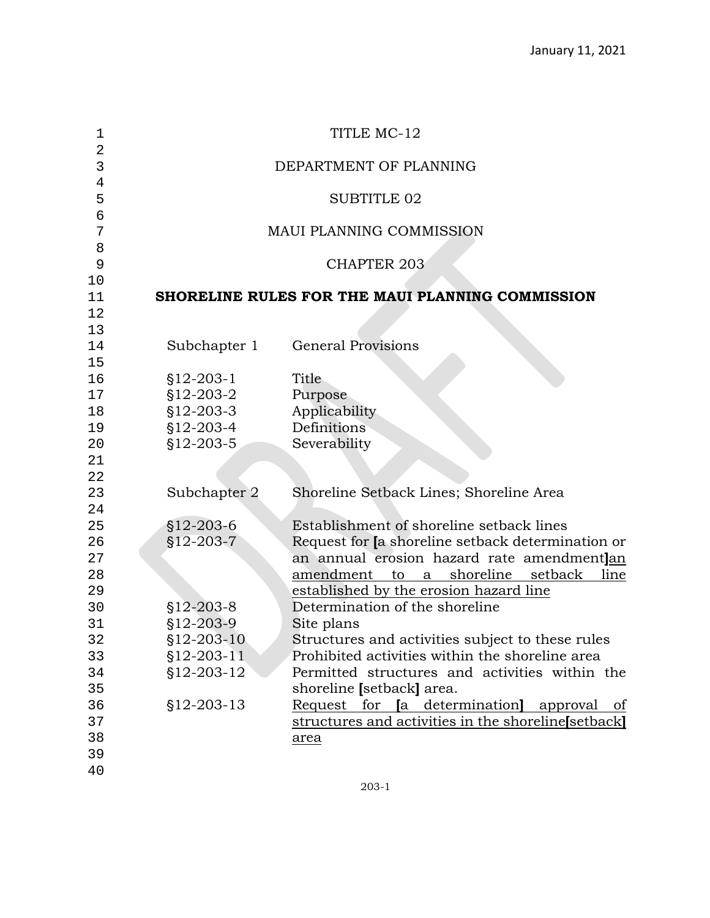January 11, 2021

TITLE MC-12

DEPARTMENT OF PLANNING

SUBTITLE 02

MAUI PLANNING COMMISSION

CHAPTER 203

# SHORELINE RULES FOR THE MAUI PLANNING COMMISSION

| | |
|---|---|
| Subchapter 1 | General Provisions |
| | |
| §12-203-1 | Title |
| §12-203-2 | Purpose |
| §12-203-3 | Applicability |
| §12-203-4 | Definitions |
| §12-203-5 | Severability |
| | |
| Subchapter 2 | Shoreline Setback Lines; Shoreline Area |
| | |
| §12-203-6 | Establishment of shoreline setback lines |
| §12-203-7 | Request for **[**a shoreline setback determination or an annual erosion hazard rate amendment**]**<u>an amendment to a shoreline setback line established by the erosion hazard line</u> |
| §12-203-8 | Determination of the shoreline |
| §12-203-9 | Site plans |
| §12-203-10 | Structures and activities subject to these rules |
| §12-203-11 | Prohibited activities within the shoreline area |
| §12-203-12 | Permitted structures and activities within the shoreline **[**setback**]** area. |
| §12-203-13 | <u>Request for</u> **[**<u>a determination</u>**]** <u>approval of structures and activities in the shoreline</u>**[**<u>setback</u>**]** <u>area</u> |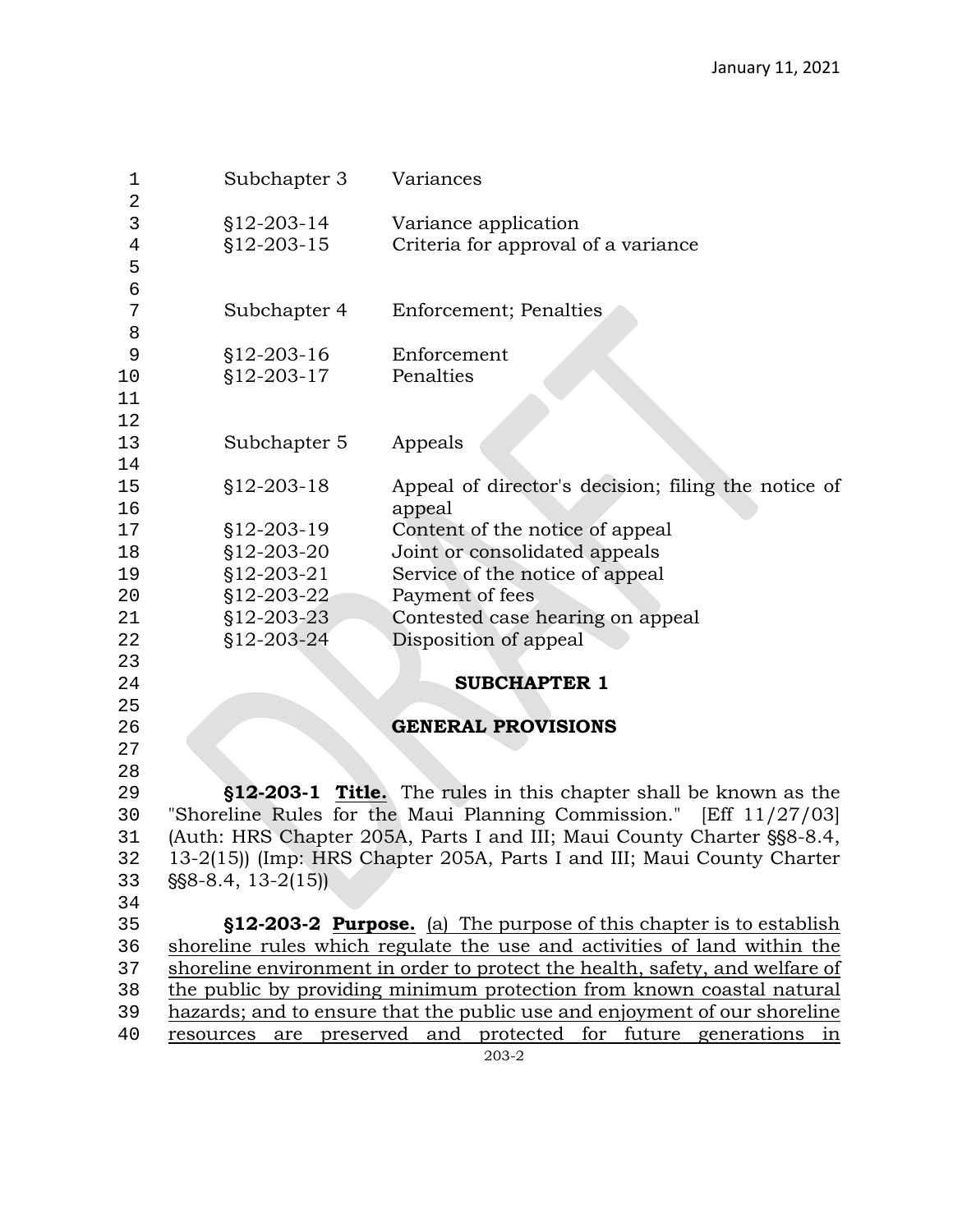| | |
|---|---|
| Subchapter 3 | Variances |
| §12-203-14 | Variance application |
| §12-203-15 | Criteria for approval of a variance |
| Subchapter 4 | Enforcement; Penalties |
| §12-203-16 | Enforcement |
| §12-203-17 | Penalties |
| Subchapter 5 | Appeals |
| §12-203-18 | Appeal of director's decision; filing the notice of appeal |
| §12-203-19 | Content of the notice of appeal |
| §12-203-20 | Joint or consolidated appeals |
| §12-203-21 | Service of the notice of appeal |
| §12-203-22 | Payment of fees |
| §12-203-23 | Contested case hearing on appeal |
| §12-203-24 | Disposition of appeal |

## SUBCHAPTER 1

## GENERAL PROVISIONS

**§12-203-1 Title.** The rules in this chapter shall be known as the "Shoreline Rules for the Maui Planning Commission." [Eff 11/27/03] (Auth: HRS Chapter 205A, Parts I and III; Maui County Charter §§8-8.4, 13-2(15)) (Imp: HRS Chapter 205A, Parts I and III; Maui County Charter §§8-8.4, 13-2(15))

**§12-203-2 Purpose.** <u>(a) The purpose of this chapter is to establish shoreline rules which regulate the use and activities of land within the shoreline environment in order to protect the health, safety, and welfare of the public by providing minimum protection from known coastal natural hazards; and to ensure that the public use and enjoyment of our shoreline resources are preserved and protected for future generations in</u>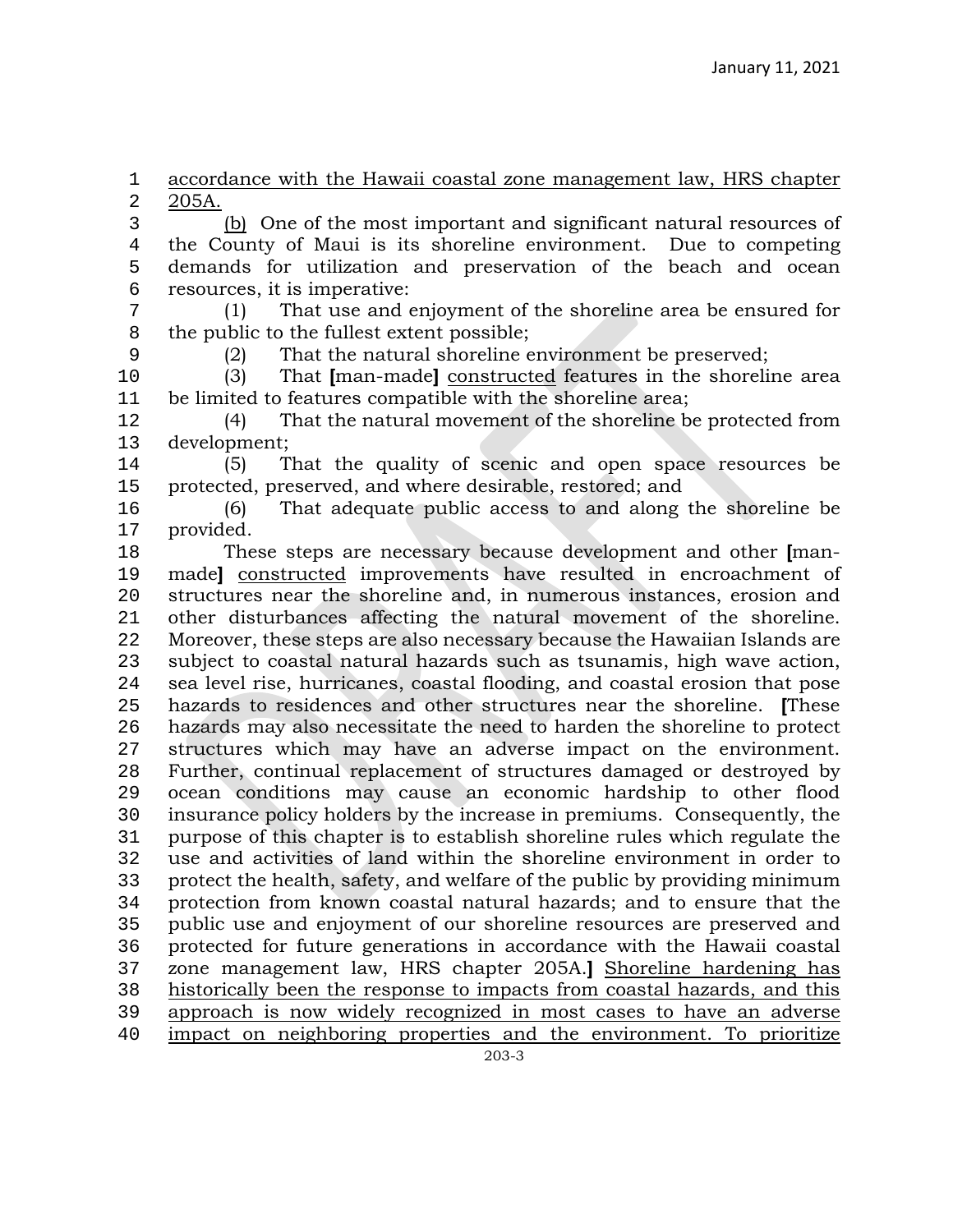accordance with the Hawaii coastal zone management law, HRS chapter 205A.

(b) One of the most important and significant natural resources of the County of Maui is its shoreline environment. Due to competing demands for utilization and preservation of the beach and ocean resources, it is imperative:

(1) That use and enjoyment of the shoreline area be ensured for the public to the fullest extent possible;

(2) That the natural shoreline environment be preserved;

(3) That **[**man-made**]** constructed features in the shoreline area be limited to features compatible with the shoreline area;

(4) That the natural movement of the shoreline be protected from development;

(5) That the quality of scenic and open space resources be protected, preserved, and where desirable, restored; and

(6) That adequate public access to and along the shoreline be provided.

These steps are necessary because development and other **[**man-made**]** constructed improvements have resulted in encroachment of structures near the shoreline and, in numerous instances, erosion and other disturbances affecting the natural movement of the shoreline. Moreover, these steps are also necessary because the Hawaiian Islands are subject to coastal natural hazards such as tsunamis, high wave action, sea level rise, hurricanes, coastal flooding, and coastal erosion that pose hazards to residences and other structures near the shoreline. **[**These hazards may also necessitate the need to harden the shoreline to protect structures which may have an adverse impact on the environment. Further, continual replacement of structures damaged or destroyed by ocean conditions may cause an economic hardship to other flood insurance policy holders by the increase in premiums. Consequently, the purpose of this chapter is to establish shoreline rules which regulate the use and activities of land within the shoreline environment in order to protect the health, safety, and welfare of the public by providing minimum protection from known coastal natural hazards; and to ensure that the public use and enjoyment of our shoreline resources are preserved and protected for future generations in accordance with the Hawaii coastal zone management law, HRS chapter 205A.**]** Shoreline hardening has historically been the response to impacts from coastal hazards, and this approach is now widely recognized in most cases to have an adverse impact on neighboring properties and the environment. To prioritize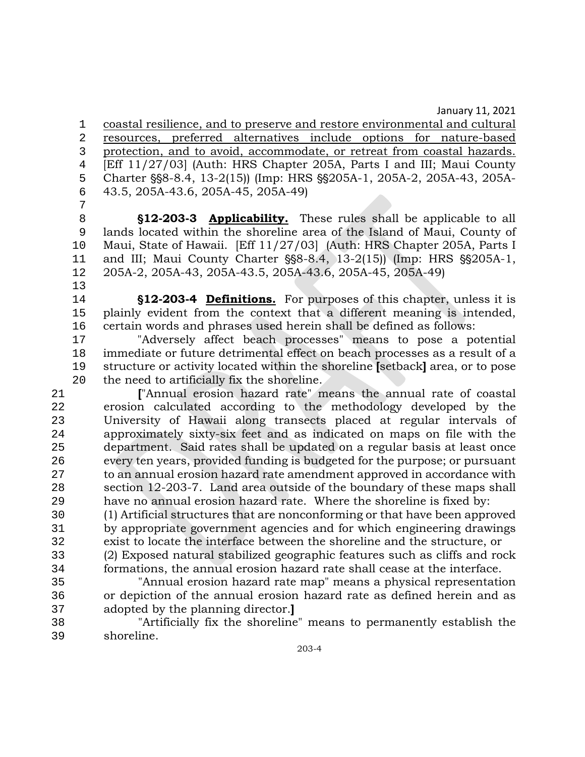coastal resilience, and to preserve and restore environmental and cultural resources, preferred alternatives include options for nature-based protection, and to avoid, accommodate, or retreat from coastal hazards. [Eff 11/27/03] (Auth: HRS Chapter 205A, Parts I and III; Maui County Charter §§8-8.4, 13-2(15)) (Imp: HRS §§205A-1, 205A-2, 205A-43, 205A-43.5, 205A-43.6, 205A-45, 205A-49)

**§12-203-3 Applicability.** These rules shall be applicable to all lands located within the shoreline area of the Island of Maui, County of Maui, State of Hawaii. [Eff 11/27/03] (Auth: HRS Chapter 205A, Parts I and III; Maui County Charter §§8-8.4, 13-2(15)) (Imp: HRS §§205A-1, 205A-2, 205A-43, 205A-43.5, 205A-43.6, 205A-45, 205A-49)

**§12-203-4 Definitions.** For purposes of this chapter, unless it is plainly evident from the context that a different meaning is intended, certain words and phrases used herein shall be defined as follows:

"Adversely affect beach processes" means to pose a potential immediate or future detrimental effect on beach processes as a result of a structure or activity located within the shoreline **[**setback**]** area, or to pose the need to artificially fix the shoreline.

**[**"Annual erosion hazard rate" means the annual rate of coastal erosion calculated according to the methodology developed by the University of Hawaii along transects placed at regular intervals of approximately sixty-six feet and as indicated on maps on file with the department. Said rates shall be updated on a regular basis at least once every ten years, provided funding is budgeted for the purpose; or pursuant to an annual erosion hazard rate amendment approved in accordance with section 12-203-7. Land area outside of the boundary of these maps shall have no annual erosion hazard rate. Where the shoreline is fixed by:
(1) Artificial structures that are nonconforming or that have been approved by appropriate government agencies and for which engineering drawings exist to locate the interface between the shoreline and the structure, or
(2) Exposed natural stabilized geographic features such as cliffs and rock formations, the annual erosion hazard rate shall cease at the interface.

"Annual erosion hazard rate map" means a physical representation or depiction of the annual erosion hazard rate as defined herein and as adopted by the planning director.**]**

"Artificially fix the shoreline" means to permanently establish the shoreline.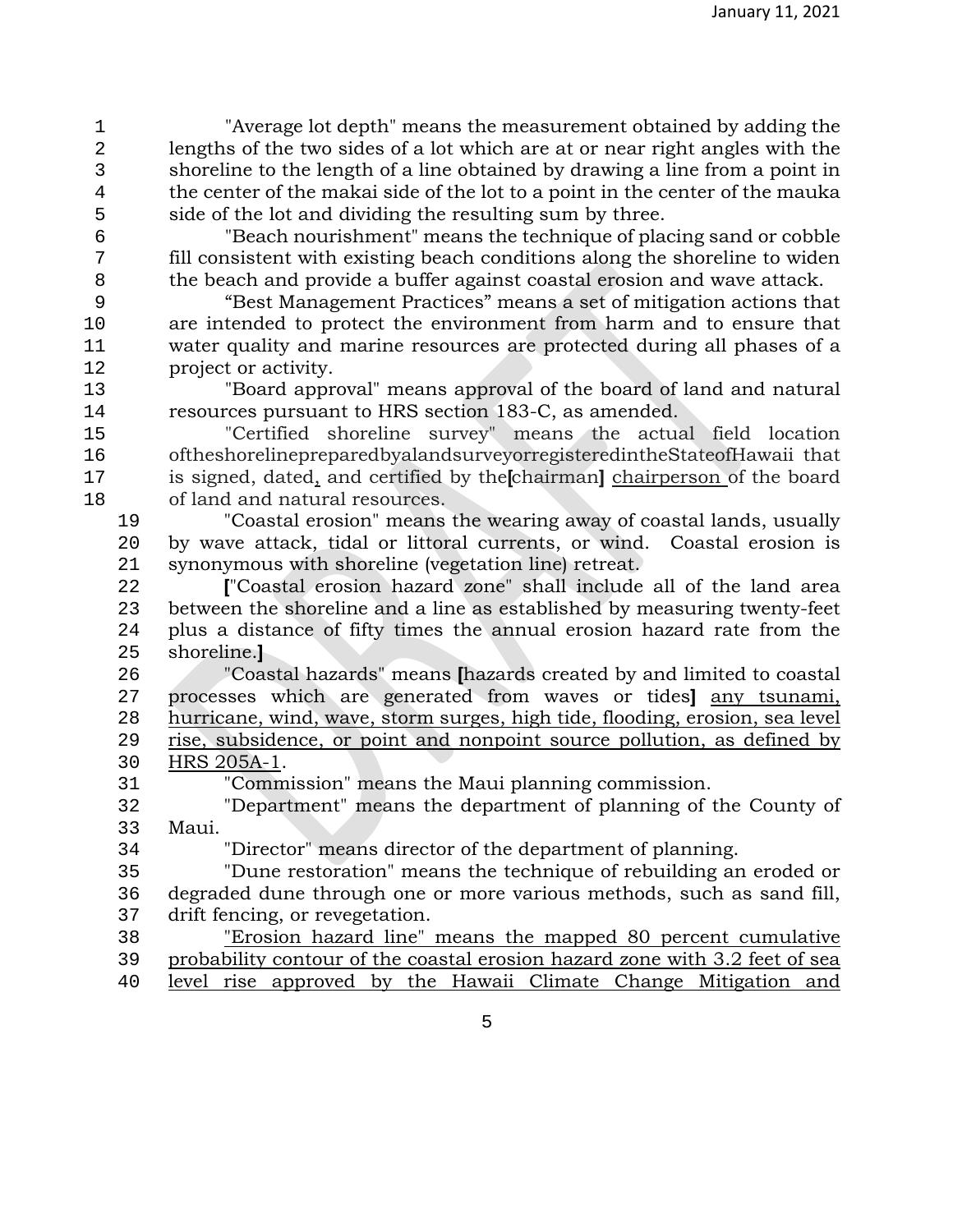"Average lot depth" means the measurement obtained by adding the lengths of the two sides of a lot which are at or near right angles with the shoreline to the length of a line obtained by drawing a line from a point in the center of the makai side of the lot to a point in the center of the mauka side of the lot and dividing the resulting sum by three.

"Beach nourishment" means the technique of placing sand or cobble fill consistent with existing beach conditions along the shoreline to widen the beach and provide a buffer against coastal erosion and wave attack.

"Best Management Practices" means a set of mitigation actions that are intended to protect the environment from harm and to ensure that water quality and marine resources are protected during all phases of a project or activity.

"Board approval" means approval of the board of land and natural resources pursuant to HRS section 183-C, as amended.

"Certified shoreline survey" means the actual field location oftheshorelinepreparedbyalandsurveyorregisteredintheStateofHawaii that is signed, dated<u>,</u> and certified by the[chairman] <u>chairperson</u> of the board of land and natural resources.

"Coastal erosion" means the wearing away of coastal lands, usually by wave attack, tidal or littoral currents, or wind. Coastal erosion is synonymous with shoreline (vegetation line) retreat.

["Coastal erosion hazard zone" shall include all of the land area between the shoreline and a line as established by measuring twenty-feet plus a distance of fifty times the annual erosion hazard rate from the shoreline.]

"Coastal hazards" means [hazards created by and limited to coastal processes which are generated from waves or tides] <u>any tsunami, hurricane, wind, wave, storm surges, high tide, flooding, erosion, sea level rise, subsidence, or point and nonpoint source pollution, as defined by HRS 205A-1</u>.

"Commission" means the Maui planning commission.

"Department" means the department of planning of the County of Maui.

"Director" means director of the department of planning.

"Dune restoration" means the technique of rebuilding an eroded or degraded dune through one or more various methods, such as sand fill, drift fencing, or revegetation.

<u>"Erosion hazard line" means the mapped 80 percent cumulative probability contour of the coastal erosion hazard zone with 3.2 feet of sea level rise approved by the Hawaii Climate Change Mitigation and</u>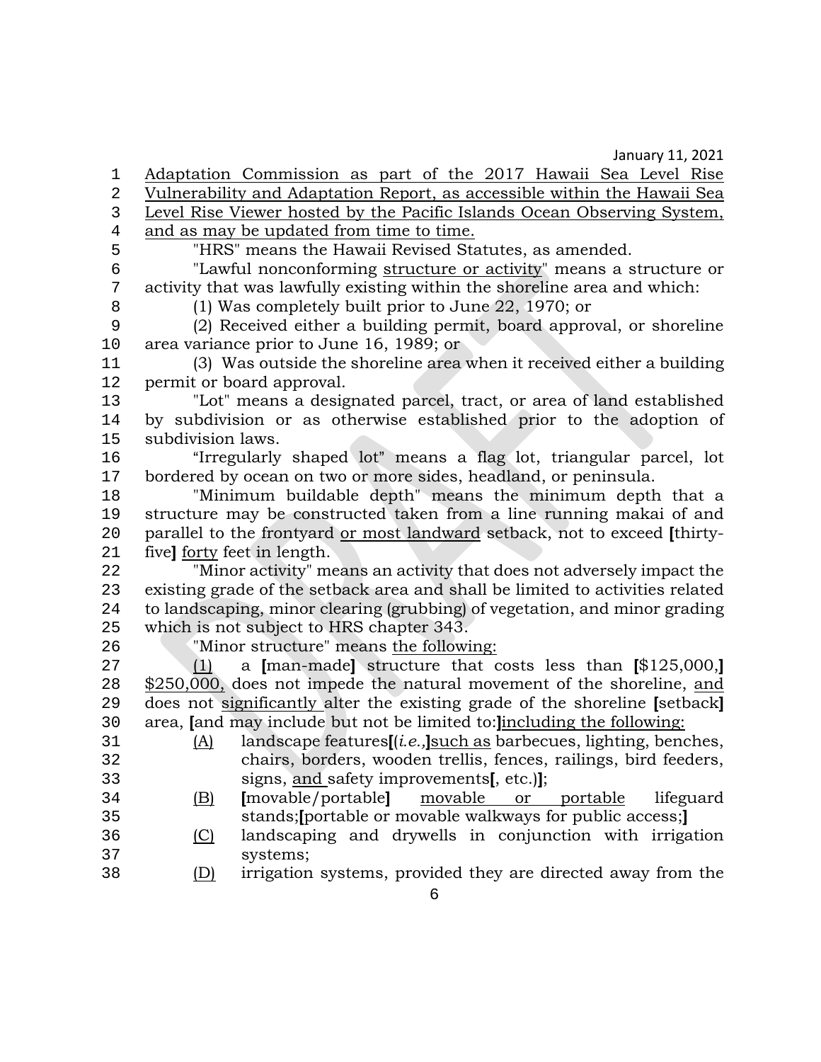Adaptation Commission as part of the 2017 Hawaii Sea Level Rise Vulnerability and Adaptation Report, as accessible within the Hawaii Sea Level Rise Viewer hosted by the Pacific Islands Ocean Observing System, and as may be updated from time to time.

"HRS" means the Hawaii Revised Statutes, as amended.

"Lawful nonconforming structure or activity" means a structure or activity that was lawfully existing within the shoreline area and which:

(1) Was completely built prior to June 22, 1970; or

(2) Received either a building permit, board approval, or shoreline area variance prior to June 16, 1989; or

(3) Was outside the shoreline area when it received either a building permit or board approval.

"Lot" means a designated parcel, tract, or area of land established by subdivision or as otherwise established prior to the adoption of subdivision laws.

"Irregularly shaped lot" means a flag lot, triangular parcel, lot bordered by ocean on two or more sides, headland, or peninsula.

"Minimum buildable depth" means the minimum depth that a structure may be constructed taken from a line running makai of and parallel to the frontyard or most landward setback, not to exceed [thirty-five] forty feet in length.

"Minor activity" means an activity that does not adversely impact the existing grade of the setback area and shall be limited to activities related to landscaping, minor clearing (grubbing) of vegetation, and minor grading which is not subject to HRS chapter 343.

"Minor structure" means the following:

(1) a [man-made] structure that costs less than [$125,000,] $250,000, does not impede the natural movement of the shoreline, and does not significantly alter the existing grade of the shoreline [setback] area, [and may include but not be limited to:]including the following:

(A) landscape features[(*i.e.,*]such as barbecues, lighting, benches, chairs, borders, wooden trellis, fences, railings, bird feeders, signs, and safety improvements[, etc.)];

(B) [movable/portable] movable or portable lifeguard stands;[portable or movable walkways for public access;]

(C) landscaping and drywells in conjunction with irrigation systems;

(D) irrigation systems, provided they are directed away from the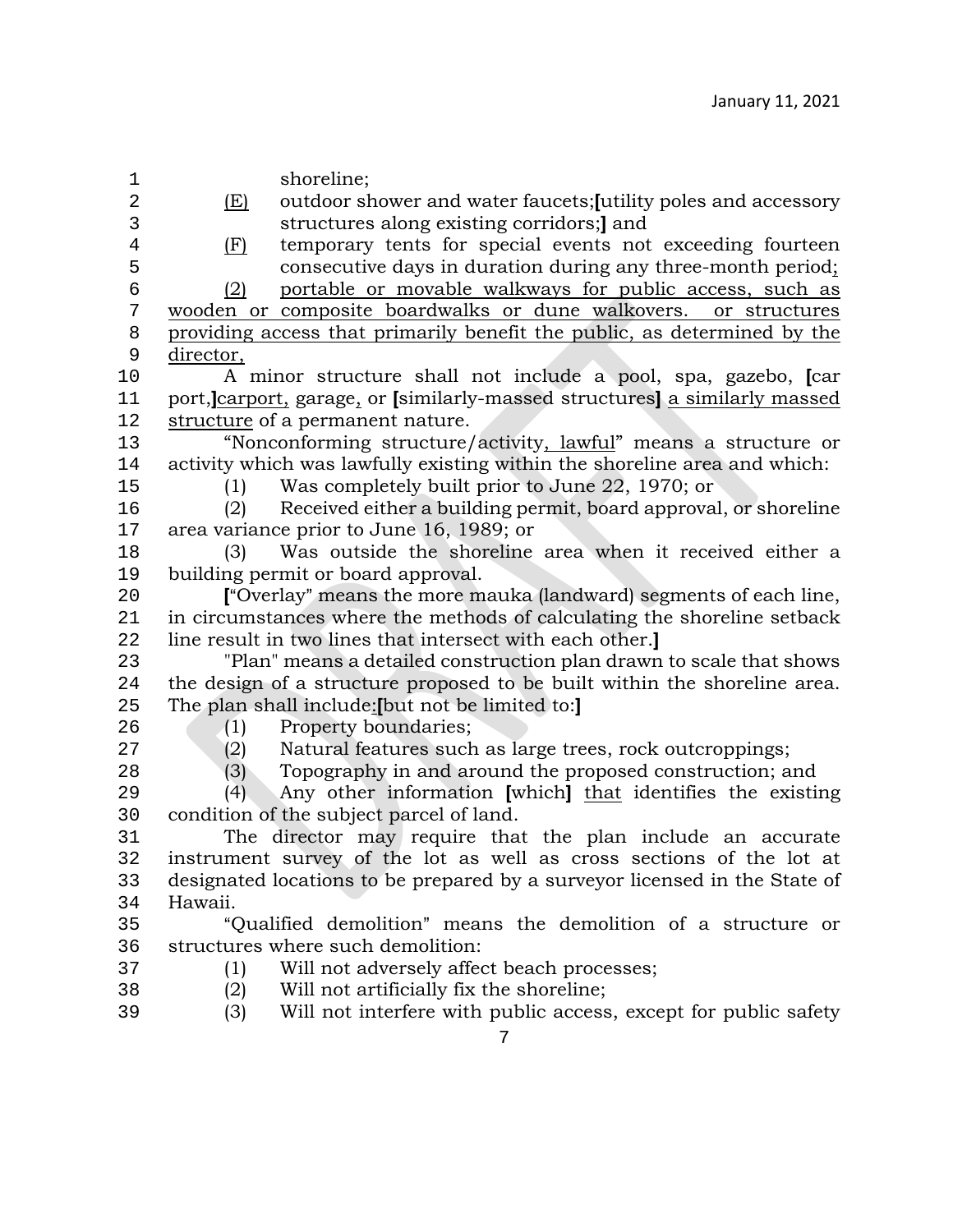shoreline;

(E) outdoor shower and water faucets;[utility poles and accessory structures along existing corridors;] and

(F) temporary tents for special events not exceeding fourteen consecutive days in duration during any three-month period;

(2) portable or movable walkways for public access, such as wooden or composite boardwalks or dune walkovers. or structures providing access that primarily benefit the public, as determined by the director,

A minor structure shall not include a pool, spa, gazebo, [car port,]carport, garage, or [similarly-massed structures] a similarly massed structure of a permanent nature.

"Nonconforming structure/activity, lawful" means a structure or activity which was lawfully existing within the shoreline area and which:

(1) Was completely built prior to June 22, 1970; or

(2) Received either a building permit, board approval, or shoreline area variance prior to June 16, 1989; or

(3) Was outside the shoreline area when it received either a building permit or board approval.

["Overlay" means the more mauka (landward) segments of each line, in circumstances where the methods of calculating the shoreline setback line result in two lines that intersect with each other.]

"Plan" means a detailed construction plan drawn to scale that shows the design of a structure proposed to be built within the shoreline area. The plan shall include:[but not be limited to:]

(1) Property boundaries;

(2) Natural features such as large trees, rock outcroppings;

(3) Topography in and around the proposed construction; and

(4) Any other information [which] that identifies the existing condition of the subject parcel of land.

The director may require that the plan include an accurate instrument survey of the lot as well as cross sections of the lot at designated locations to be prepared by a surveyor licensed in the State of Hawaii.

"Qualified demolition" means the demolition of a structure or structures where such demolition:

(1) Will not adversely affect beach processes;

(2) Will not artificially fix the shoreline;

(3) Will not interfere with public access, except for public safety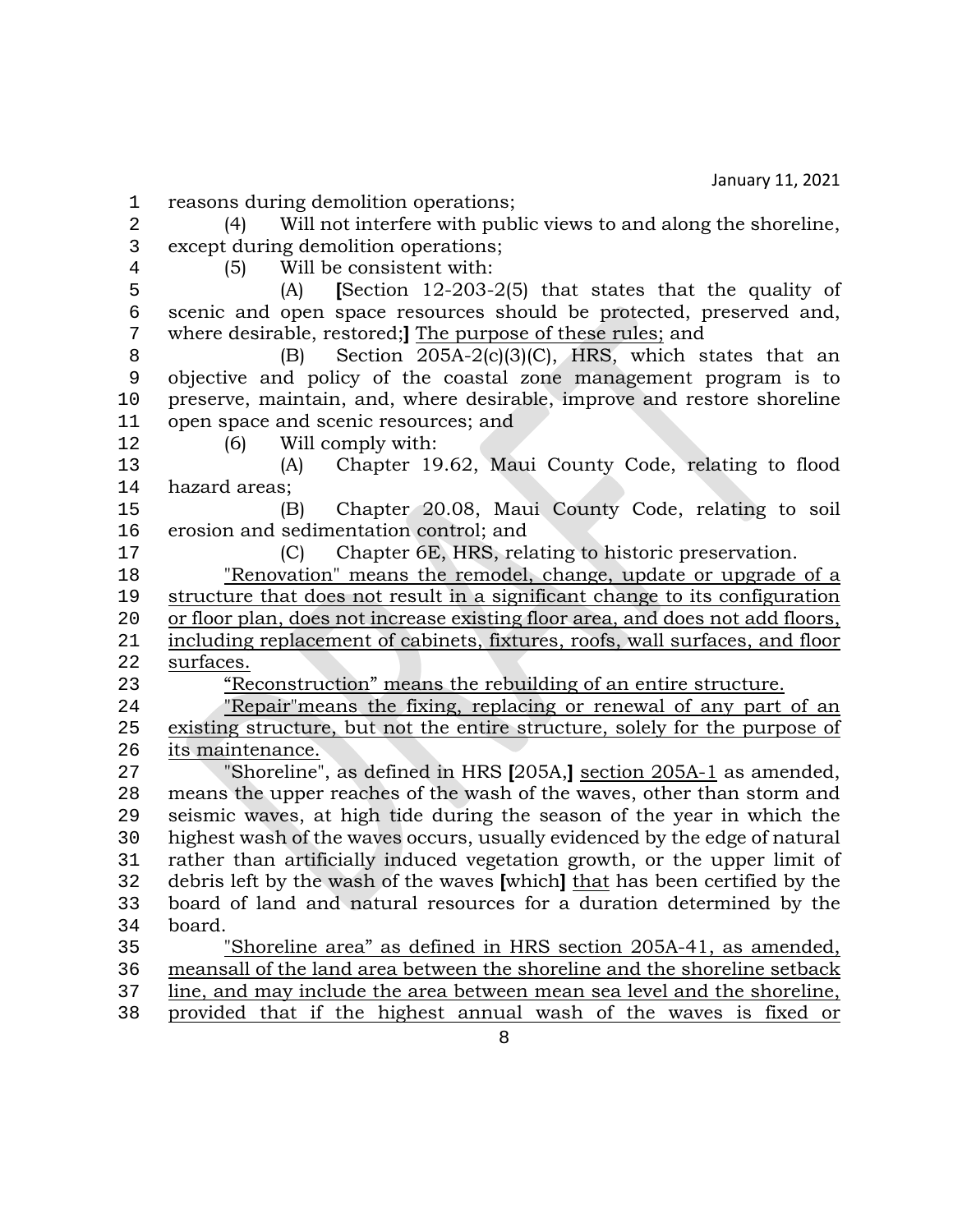reasons during demolition operations;

(4) Will not interfere with public views to and along the shoreline, except during demolition operations;

(5) Will be consistent with:

(A) **[**Section 12-203-2(5) that states that the quality of scenic and open space resources should be protected, preserved and, where desirable, restored;**]** <u>The purpose of these rules;</u> and

(B) Section 205A-2(c)(3)(C), HRS, which states that an objective and policy of the coastal zone management program is to preserve, maintain, and, where desirable, improve and restore shoreline open space and scenic resources; and

(6) Will comply with:

(A) Chapter 19.62, Maui County Code, relating to flood hazard areas;

(B) Chapter 20.08, Maui County Code, relating to soil erosion and sedimentation control; and

(C) Chapter 6E, HRS, relating to historic preservation.

<u>"Renovation" means the remodel, change, update or upgrade of a structure that does not result in a significant change to its configuration or floor plan, does not increase existing floor area, and does not add floors, including replacement of cabinets, fixtures, roofs, wall surfaces, and floor surfaces.</u>

<u>"Reconstruction" means the rebuilding of an entire structure.</u>

<u>"Repair"means the fixing, replacing or renewal of any part of an existing structure, but not the entire structure, solely for the purpose of its maintenance.</u>

"Shoreline", as defined in HRS **[**205A,**]** <u>section 205A-1</u> as amended, means the upper reaches of the wash of the waves, other than storm and seismic waves, at high tide during the season of the year in which the highest wash of the waves occurs, usually evidenced by the edge of natural rather than artificially induced vegetation growth, or the upper limit of debris left by the wash of the waves **[**which**]** <u>that</u> has been certified by the board of land and natural resources for a duration determined by the board.

<u>"Shoreline area" as defined in HRS section 205A-41, as amended, meansall of the land area between the shoreline and the shoreline setback line, and may include the area between mean sea level and the shoreline, provided that if the highest annual wash of the waves is fixed or</u>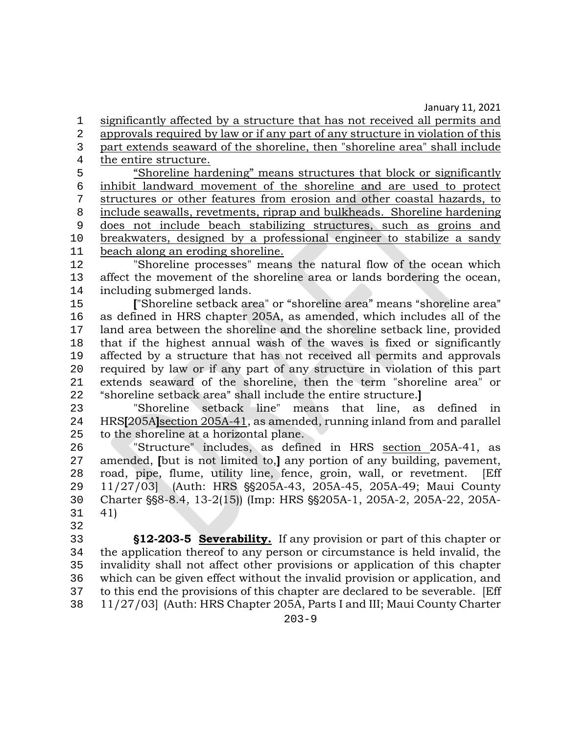significantly affected by a structure that has not received all permits and approvals required by law or if any part of any structure in violation of this part extends seaward of the shoreline, then "shoreline area" shall include the entire structure.

“Shoreline hardening” means structures that block or significantly inhibit landward movement of the shoreline and are used to protect structures or other features from erosion and other coastal hazards, to include seawalls, revetments, riprap and bulkheads. Shoreline hardening does not include beach stabilizing structures, such as groins and breakwaters, designed by a professional engineer to stabilize a sandy beach along an eroding shoreline.

"Shoreline processes" means the natural flow of the ocean which affect the movement of the shoreline area or lands bordering the ocean, including submerged lands.

**[**"Shoreline setback area" or “shoreline area” means “shoreline area” as defined in HRS chapter 205A, as amended, which includes all of the land area between the shoreline and the shoreline setback line, provided that if the highest annual wash of the waves is fixed or significantly affected by a structure that has not received all permits and approvals required by law or if any part of any structure in violation of this part extends seaward of the shoreline, then the term "shoreline area" or “shoreline setback area” shall include the entire structure.**]**

"Shoreline setback line" means that line, as defined in HRS**[**205A**]**section 205A-41, as amended, running inland from and parallel to the shoreline at a horizontal plane.

"Structure" includes, as defined in HRS section 205A-41, as amended, **[**but is not limited to,**]** any portion of any building, pavement, road, pipe, flume, utility line, fence, groin, wall, or revetment. [Eff 11/27/03] (Auth: HRS §§205A-43, 205A-45, 205A-49; Maui County Charter §§8-8.4, 13-2(15)) (Imp: HRS §§205A-1, 205A-2, 205A-22, 205A-41)

**§12-203-5 Severability.** If any provision or part of this chapter or the application thereof to any person or circumstance is held invalid, the invalidity shall not affect other provisions or application of this chapter which can be given effect without the invalid provision or application, and to this end the provisions of this chapter are declared to be severable. [Eff 11/27/03] (Auth: HRS Chapter 205A, Parts I and III; Maui County Charter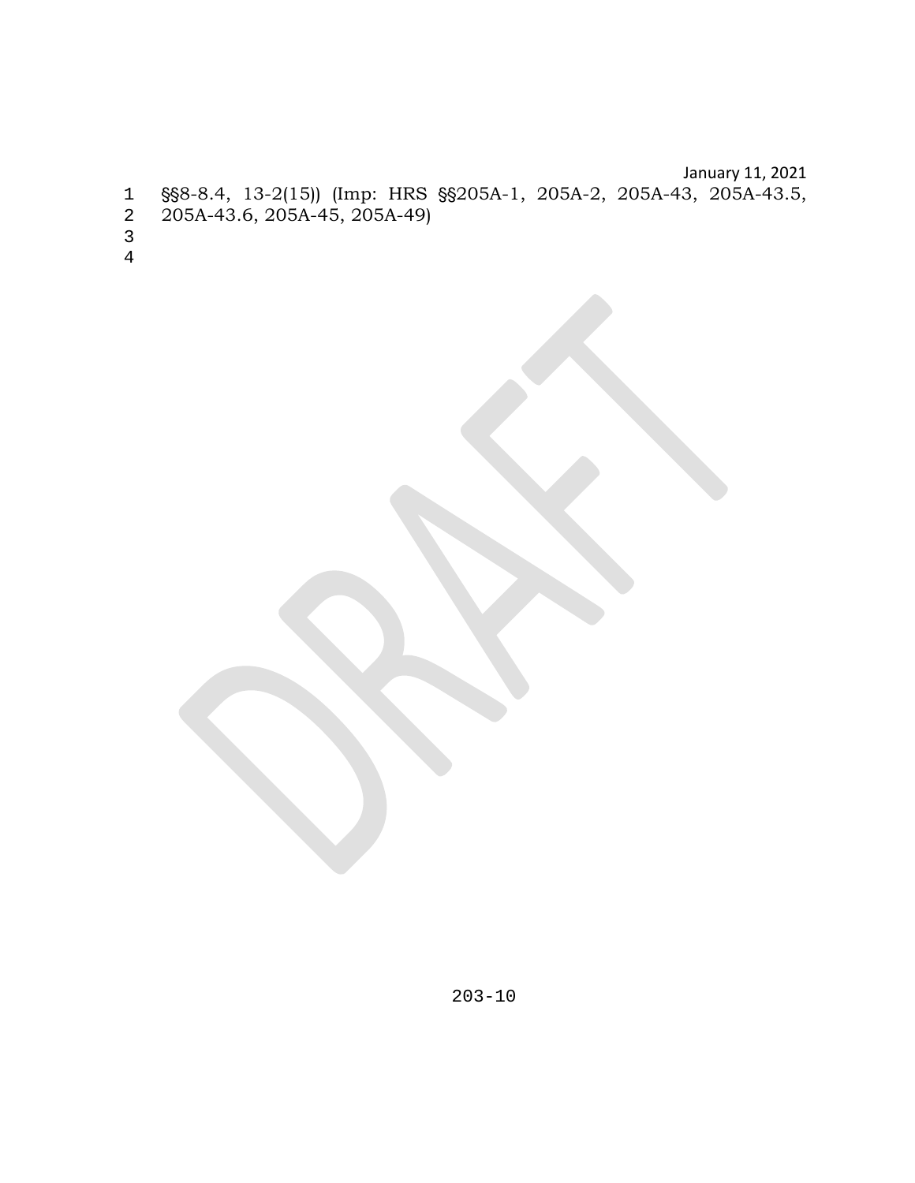§§8-8.4, 13-2(15)) (Imp: HRS §§205A-1, 205A-2, 205A-43, 205A-43.5, 205A-43.6, 205A-45, 205A-49)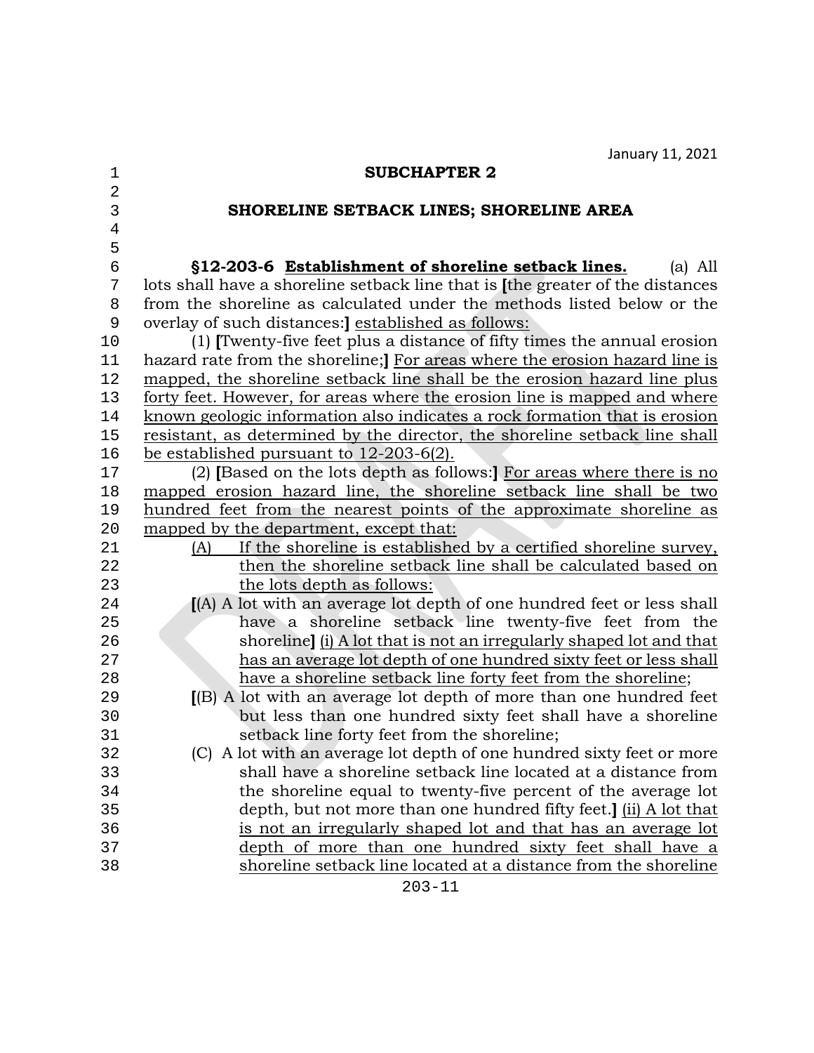## SUBCHAPTER 2

## SHORELINE SETBACK LINES; SHORELINE AREA

**§12-203-6 Establishment of shoreline setback lines.** (a) All lots shall have a shoreline setback line that is [the greater of the distances from the shoreline as calculated under the methods listed below or the overlay of such distances:] established as follows:

(1) [Twenty-five feet plus a distance of fifty times the annual erosion hazard rate from the shoreline;] For areas where the erosion hazard line is mapped, the shoreline setback line shall be the erosion hazard line plus forty feet. However, for areas where the erosion line is mapped and where known geologic information also indicates a rock formation that is erosion resistant, as determined by the director, the shoreline setback line shall be established pursuant to 12-203-6(2).

(2) [Based on the lots depth as follows:] For areas where there is no mapped erosion hazard line, the shoreline setback line shall be two hundred feet from the nearest points of the approximate shoreline as mapped by the department, except that:

(A) If the shoreline is established by a certified shoreline survey, then the shoreline setback line shall be calculated based on the lots depth as follows:

[(A) A lot with an average lot depth of one hundred feet or less shall have a shoreline setback line twenty-five feet from the shoreline] (i) A lot that is not an irregularly shaped lot and that has an average lot depth of one hundred sixty feet or less shall have a shoreline setback line forty feet from the shoreline;

[(B) A lot with an average lot depth of more than one hundred feet but less than one hundred sixty feet shall have a shoreline setback line forty feet from the shoreline;

(C) A lot with an average lot depth of one hundred sixty feet or more shall have a shoreline setback line located at a distance from the shoreline equal to twenty-five percent of the average lot depth, but not more than one hundred fifty feet.] (ii) A lot that is not an irregularly shaped lot and that has an average lot depth of more than one hundred sixty feet shall have a shoreline setback line located at a distance from the shoreline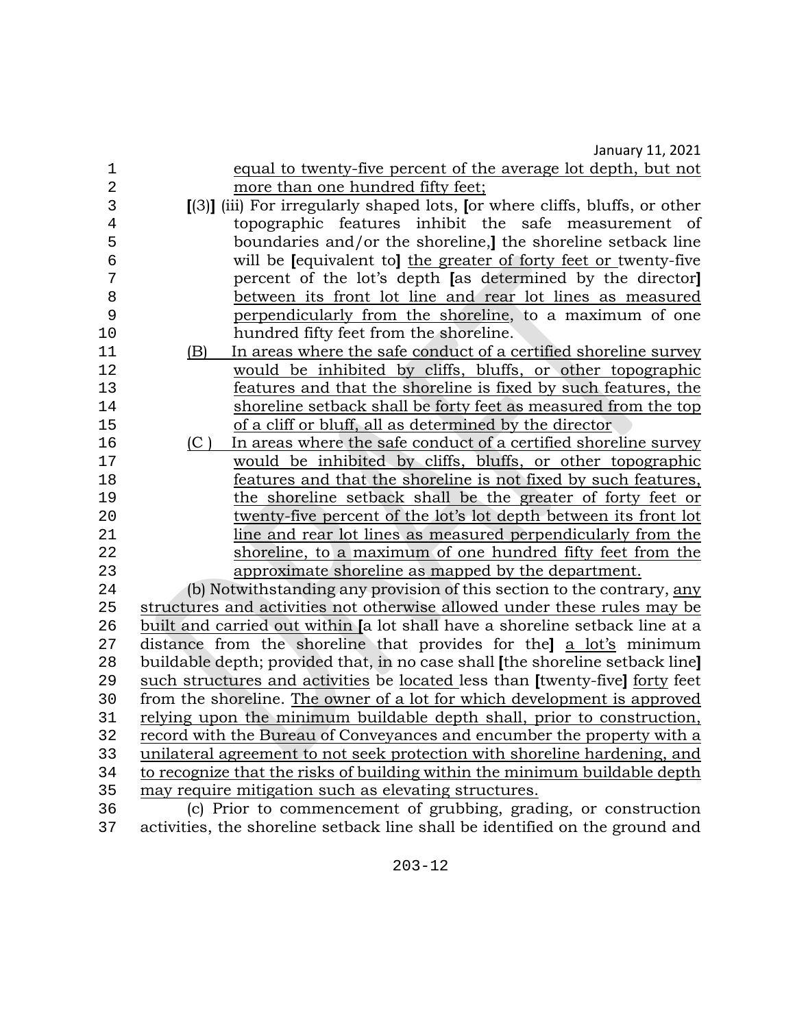equal to twenty-five percent of the average lot depth, but not more than one hundred fifty feet;

[(3)] (iii) For irregularly shaped lots, [or where cliffs, bluffs, or other topographic features inhibit the safe measurement of boundaries and/or the shoreline,] the shoreline setback line will be [equivalent to] the greater of forty feet or twenty-five percent of the lot's depth [as determined by the director] between its front lot line and rear lot lines as measured perpendicularly from the shoreline, to a maximum of one hundred fifty feet from the shoreline.

(B) In areas where the safe conduct of a certified shoreline survey would be inhibited by cliffs, bluffs, or other topographic features and that the shoreline is fixed by such features, the shoreline setback shall be forty feet as measured from the top of a cliff or bluff, all as determined by the director

(C ) In areas where the safe conduct of a certified shoreline survey would be inhibited by cliffs, bluffs, or other topographic features and that the shoreline is not fixed by such features, the shoreline setback shall be the greater of forty feet or twenty-five percent of the lot's lot depth between its front lot line and rear lot lines as measured perpendicularly from the shoreline, to a maximum of one hundred fifty feet from the approximate shoreline as mapped by the department.

(b) Notwithstanding any provision of this section to the contrary, any structures and activities not otherwise allowed under these rules may be built and carried out within [a lot shall have a shoreline setback line at a distance from the shoreline that provides for the] a lot's minimum buildable depth; provided that, in no case shall [the shoreline setback line] such structures and activities be located less than [twenty-five] forty feet from the shoreline. The owner of a lot for which development is approved relying upon the minimum buildable depth shall, prior to construction, record with the Bureau of Conveyances and encumber the property with a unilateral agreement to not seek protection with shoreline hardening, and to recognize that the risks of building within the minimum buildable depth may require mitigation such as elevating structures.

(c) Prior to commencement of grubbing, grading, or construction activities, the shoreline setback line shall be identified on the ground and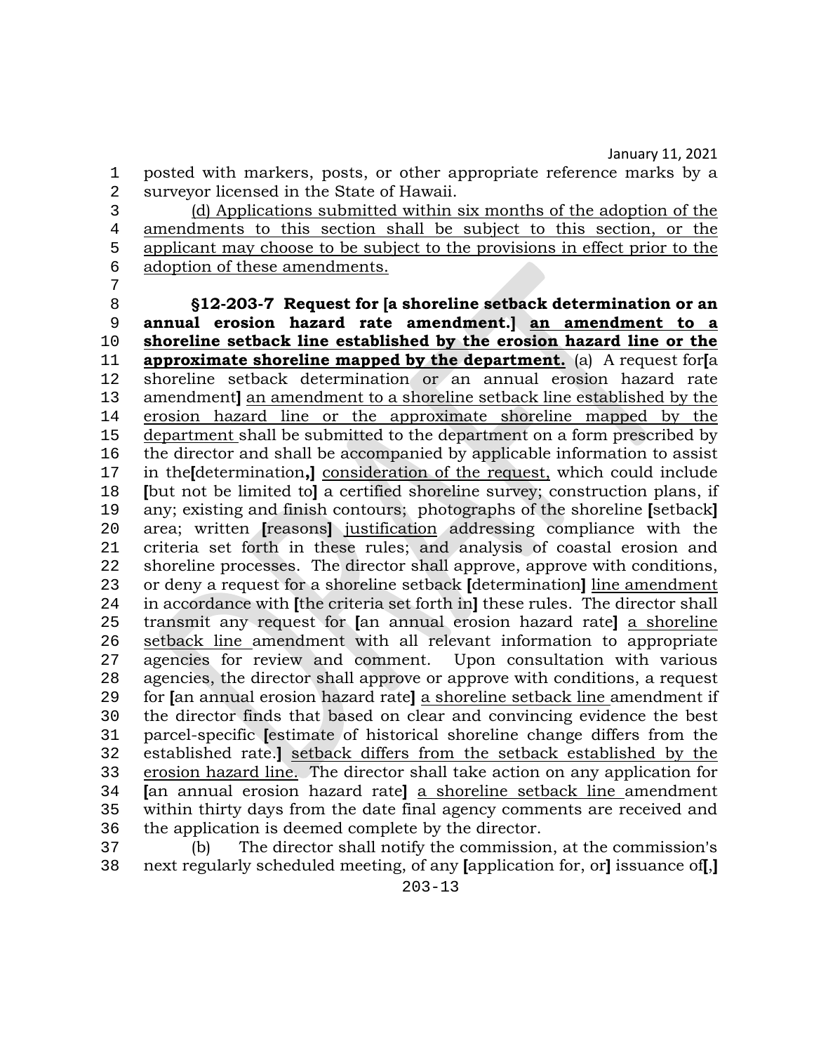posted with markers, posts, or other appropriate reference marks by a surveyor licensed in the State of Hawaii.

(d) Applications submitted within six months of the adoption of the amendments to this section shall be subject to this section, or the applicant may choose to be subject to the provisions in effect prior to the adoption of these amendments.

**§12-203-7 Request for [a shoreline setback determination or an annual erosion hazard rate amendment.] an amendment to a shoreline setback line established by the erosion hazard line or the approximate shoreline mapped by the department.** (a) A request for[a shoreline setback determination or an annual erosion hazard rate amendment] an amendment to a shoreline setback line established by the erosion hazard line or the approximate shoreline mapped by the department shall be submitted to the department on a form prescribed by the director and shall be accompanied by applicable information to assist in the[determination,] consideration of the request, which could include [but not be limited to] a certified shoreline survey; construction plans, if any; existing and finish contours; photographs of the shoreline [setback] area; written [reasons] justification addressing compliance with the criteria set forth in these rules; and analysis of coastal erosion and shoreline processes. The director shall approve, approve with conditions, or deny a request for a shoreline setback [determination] line amendment in accordance with [the criteria set forth in] these rules. The director shall transmit any request for [an annual erosion hazard rate] a shoreline setback line amendment with all relevant information to appropriate agencies for review and comment. Upon consultation with various agencies, the director shall approve or approve with conditions, a request for [an annual erosion hazard rate] a shoreline setback line amendment if the director finds that based on clear and convincing evidence the best parcel-specific [estimate of historical shoreline change differs from the established rate.] setback differs from the setback established by the erosion hazard line. The director shall take action on any application for [an annual erosion hazard rate] a shoreline setback line amendment within thirty days from the date final agency comments are received and the application is deemed complete by the director.

(b) The director shall notify the commission, at the commission's next regularly scheduled meeting, of any [application for, or] issuance of[,]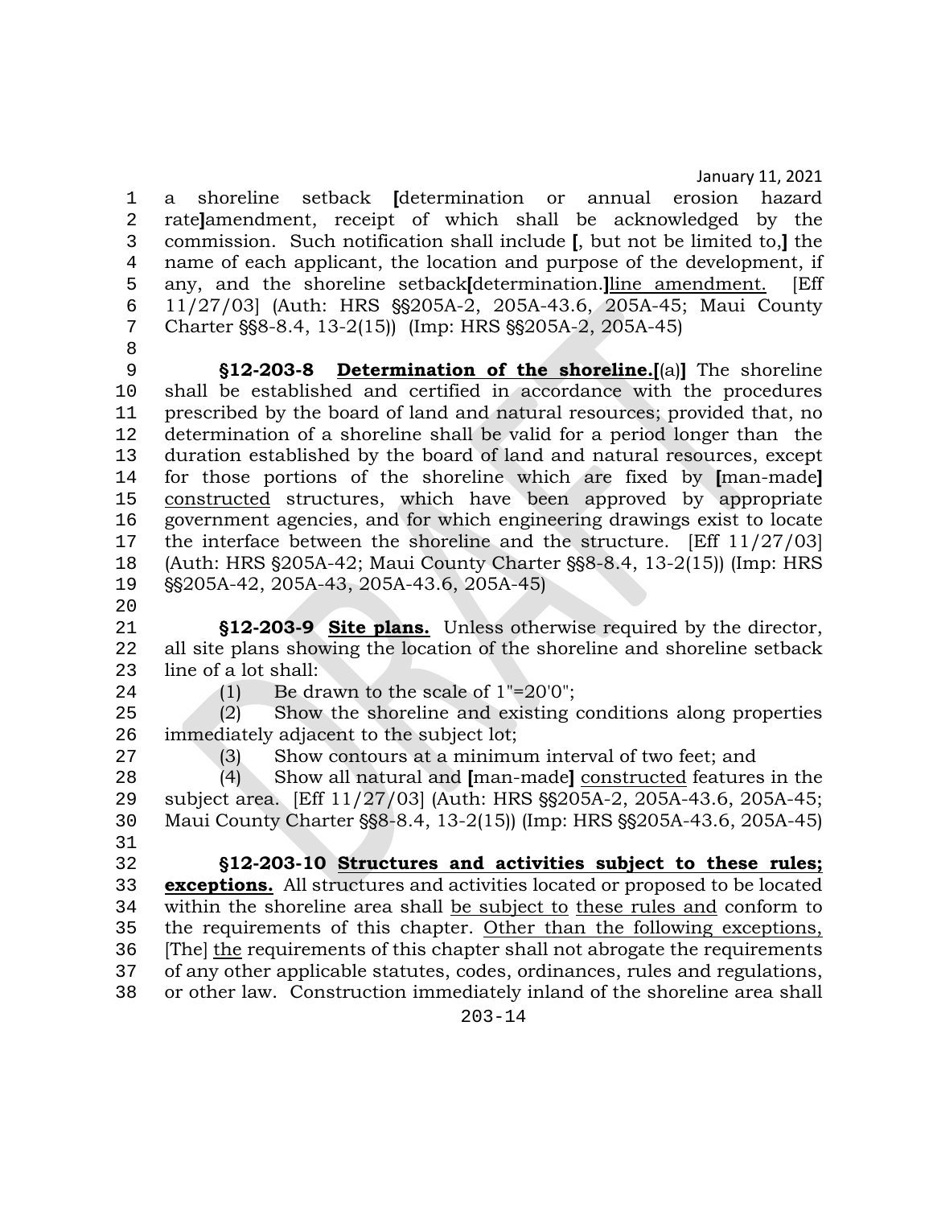a shoreline setback **[**determination or annual erosion hazard rate**]**amendment, receipt of which shall be acknowledged by the commission. Such notification shall include **[**, but not be limited to,**]** the name of each applicant, the location and purpose of the development, if any, and the shoreline setback**[**determination.**]**<u>line amendment.</u> [Eff 11/27/03] (Auth: HRS §§205A-2, 205A-43.6, 205A-45; Maui County Charter §§8-8.4, 13-2(15)) (Imp: HRS §§205A-2, 205A-45)

**§12-203-8 <u>Determination of the shoreline.</u>[**(a)**]** The shoreline shall be established and certified in accordance with the procedures prescribed by the board of land and natural resources; provided that, no determination of a shoreline shall be valid for a period longer than the duration established by the board of land and natural resources, except for those portions of the shoreline which are fixed by **[**man-made**]** <u>constructed</u> structures, which have been approved by appropriate government agencies, and for which engineering drawings exist to locate the interface between the shoreline and the structure. [Eff 11/27/03] (Auth: HRS §205A-42; Maui County Charter §§8-8.4, 13-2(15)) (Imp: HRS §§205A-42, 205A-43, 205A-43.6, 205A-45)

**§12-203-9 <u>Site plans.</u>** Unless otherwise required by the director, all site plans showing the location of the shoreline and shoreline setback line of a lot shall:

(1) Be drawn to the scale of 1"=20'0";

(2) Show the shoreline and existing conditions along properties immediately adjacent to the subject lot;

(3) Show contours at a minimum interval of two feet; and

(4) Show all natural and **[**man-made**]** <u>constructed</u> features in the subject area. [Eff 11/27/03] (Auth: HRS §§205A-2, 205A-43.6, 205A-45; Maui County Charter §§8-8.4, 13-2(15)) (Imp: HRS §§205A-43.6, 205A-45)

**§12-203-10 <u>Structures and activities subject to these rules; exceptions.</u>** All structures and activities located or proposed to be located within the shoreline area shall <u>be subject to</u> <u>these rules and</u> conform to the requirements of this chapter. <u>Other than the following exceptions,</u> [The] <u>the</u> requirements of this chapter shall not abrogate the requirements of any other applicable statutes, codes, ordinances, rules and regulations, or other law. Construction immediately inland of the shoreline area shall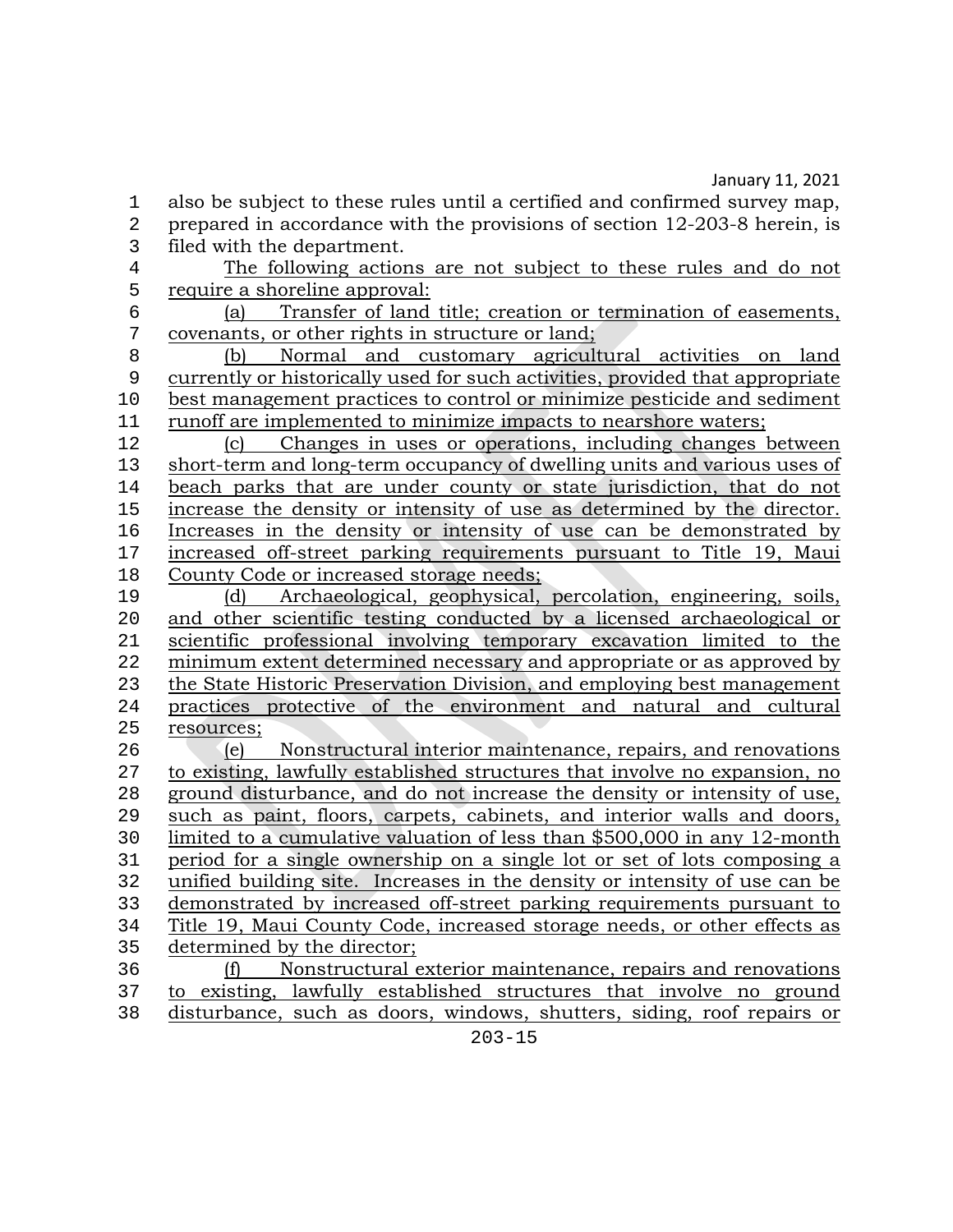also be subject to these rules until a certified and confirmed survey map, prepared in accordance with the provisions of section 12-203-8 herein, is filed with the department.

The following actions are not subject to these rules and do not require a shoreline approval:

(a) Transfer of land title; creation or termination of easements, covenants, or other rights in structure or land;

(b) Normal and customary agricultural activities on land currently or historically used for such activities, provided that appropriate best management practices to control or minimize pesticide and sediment runoff are implemented to minimize impacts to nearshore waters;

(c) Changes in uses or operations, including changes between short-term and long-term occupancy of dwelling units and various uses of beach parks that are under county or state jurisdiction, that do not increase the density or intensity of use as determined by the director. Increases in the density or intensity of use can be demonstrated by increased off-street parking requirements pursuant to Title 19, Maui County Code or increased storage needs;

(d) Archaeological, geophysical, percolation, engineering, soils, and other scientific testing conducted by a licensed archaeological or scientific professional involving temporary excavation limited to the minimum extent determined necessary and appropriate or as approved by the State Historic Preservation Division, and employing best management practices protective of the environment and natural and cultural resources;

(e) Nonstructural interior maintenance, repairs, and renovations to existing, lawfully established structures that involve no expansion, no ground disturbance, and do not increase the density or intensity of use, such as paint, floors, carpets, cabinets, and interior walls and doors, limited to a cumulative valuation of less than $500,000 in any 12-month period for a single ownership on a single lot or set of lots composing a unified building site. Increases in the density or intensity of use can be demonstrated by increased off-street parking requirements pursuant to Title 19, Maui County Code, increased storage needs, or other effects as determined by the director;

(f) Nonstructural exterior maintenance, repairs and renovations to existing, lawfully established structures that involve no ground disturbance, such as doors, windows, shutters, siding, roof repairs or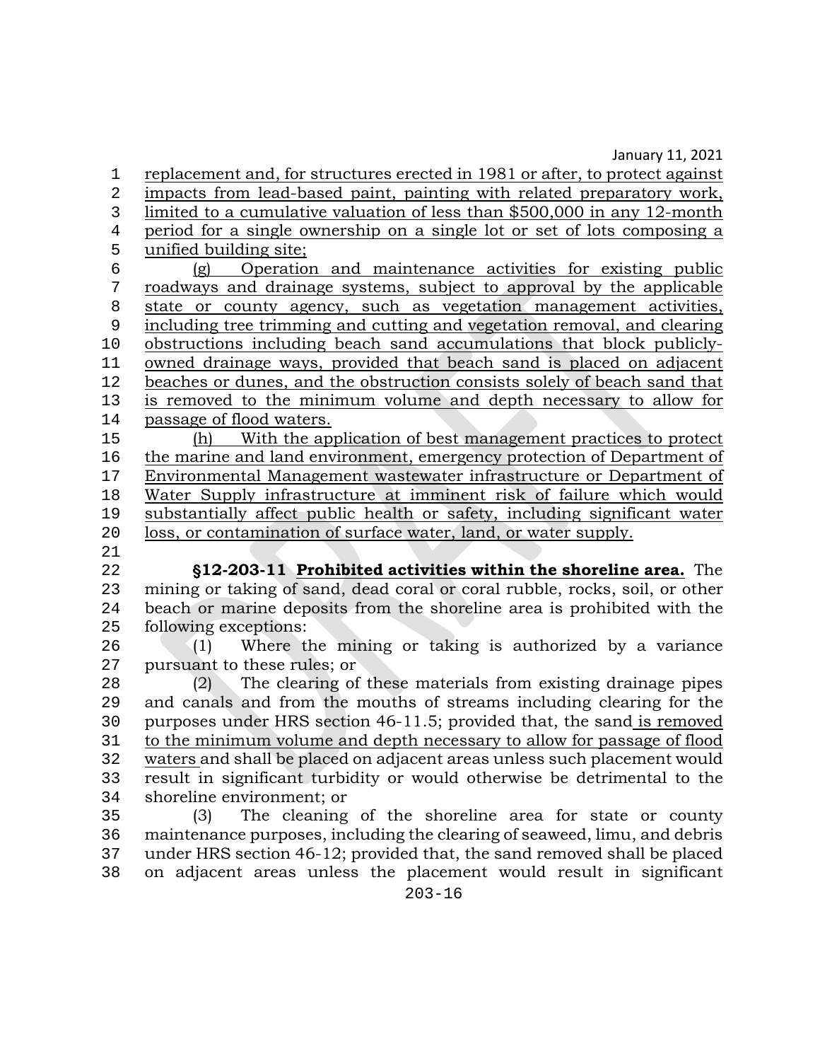replacement and, for structures erected in 1981 or after, to protect against impacts from lead-based paint, painting with related preparatory work, limited to a cumulative valuation of less than $500,000 in any 12-month period for a single ownership on a single lot or set of lots composing a unified building site;

(g) Operation and maintenance activities for existing public roadways and drainage systems, subject to approval by the applicable state or county agency, such as vegetation management activities, including tree trimming and cutting and vegetation removal, and clearing obstructions including beach sand accumulations that block publicly-owned drainage ways, provided that beach sand is placed on adjacent beaches or dunes, and the obstruction consists solely of beach sand that is removed to the minimum volume and depth necessary to allow for passage of flood waters.

(h) With the application of best management practices to protect the marine and land environment, emergency protection of Department of Environmental Management wastewater infrastructure or Department of Water Supply infrastructure at imminent risk of failure which would substantially affect public health or safety, including significant water loss, or contamination of surface water, land, or water supply.

**§12-203-11 Prohibited activities within the shoreline area.** The mining or taking of sand, dead coral or coral rubble, rocks, soil, or other beach or marine deposits from the shoreline area is prohibited with the following exceptions:

(1) Where the mining or taking is authorized by a variance pursuant to these rules; or

(2) The clearing of these materials from existing drainage pipes and canals and from the mouths of streams including clearing for the purposes under HRS section 46-11.5; provided that, the sand is removed to the minimum volume and depth necessary to allow for passage of flood waters and shall be placed on adjacent areas unless such placement would result in significant turbidity or would otherwise be detrimental to the shoreline environment; or

(3) The cleaning of the shoreline area for state or county maintenance purposes, including the clearing of seaweed, limu, and debris under HRS section 46-12; provided that, the sand removed shall be placed on adjacent areas unless the placement would result in significant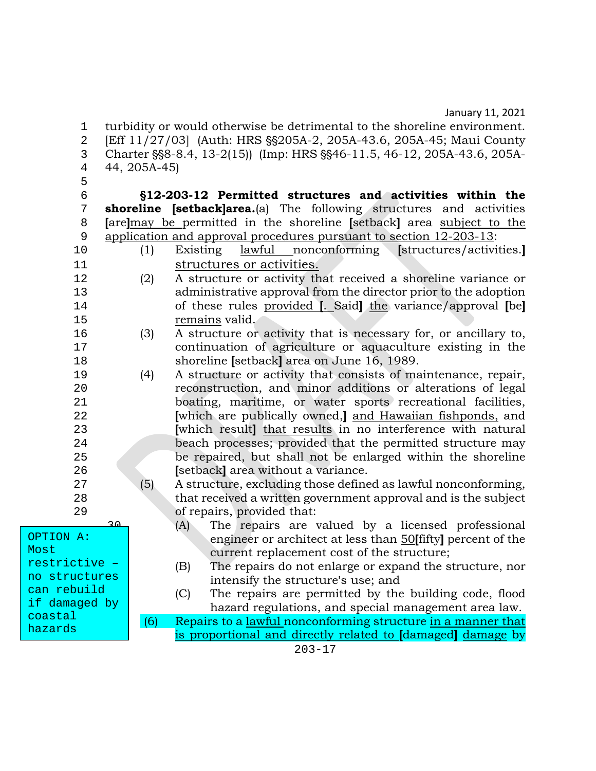turbidity or would otherwise be detrimental to the shoreline environment. [Eff 11/27/03] (Auth: HRS §§205A-2, 205A-43.6, 205A-45; Maui County Charter §§8-8.4, 13-2(15)) (Imp: HRS §§46-11.5, 46-12, 205A-43.6, 205A-44, 205A-45)

**§12-203-12 Permitted structures and activities within the shoreline [setback]area.**(a) The following structures and activities [are]may be permitted in the shoreline [setback] area subject to the application and approval procedures pursuant to section 12-203-13:

(1) Existing lawful nonconforming [structures/activities.] structures or activities.

(2) A structure or activity that received a shoreline variance or administrative approval from the director prior to the adoption of these rules provided [. Said] the variance/approval [be] remains valid.

(3) A structure or activity that is necessary for, or ancillary to, continuation of agriculture or aquaculture existing in the shoreline [setback] area on June 16, 1989.

(4) A structure or activity that consists of maintenance, repair, reconstruction, and minor additions or alterations of legal boating, maritime, or water sports recreational facilities, [which are publically owned,] and Hawaiian fishponds, and [which result] that results in no interference with natural beach processes; provided that the permitted structure may be repaired, but shall not be enlarged within the shoreline [setback] area without a variance.

(5) A structure, excluding those defined as lawful nonconforming, that received a written government approval and is the subject of repairs, provided that:

(A) The repairs are valued by a licensed professional engineer or architect at less than 50[fifty] percent of the current replacement cost of the structure;

(B) The repairs do not enlarge or expand the structure, nor intensify the structure's use; and

(C) The repairs are permitted by the building code, flood hazard regulations, and special management area law.

OPTION A: Most restrictive – no structures can rebuild if damaged by coastal hazards

(6) Repairs to a lawful nonconforming structure in a manner that is proportional and directly related to [damaged] damage by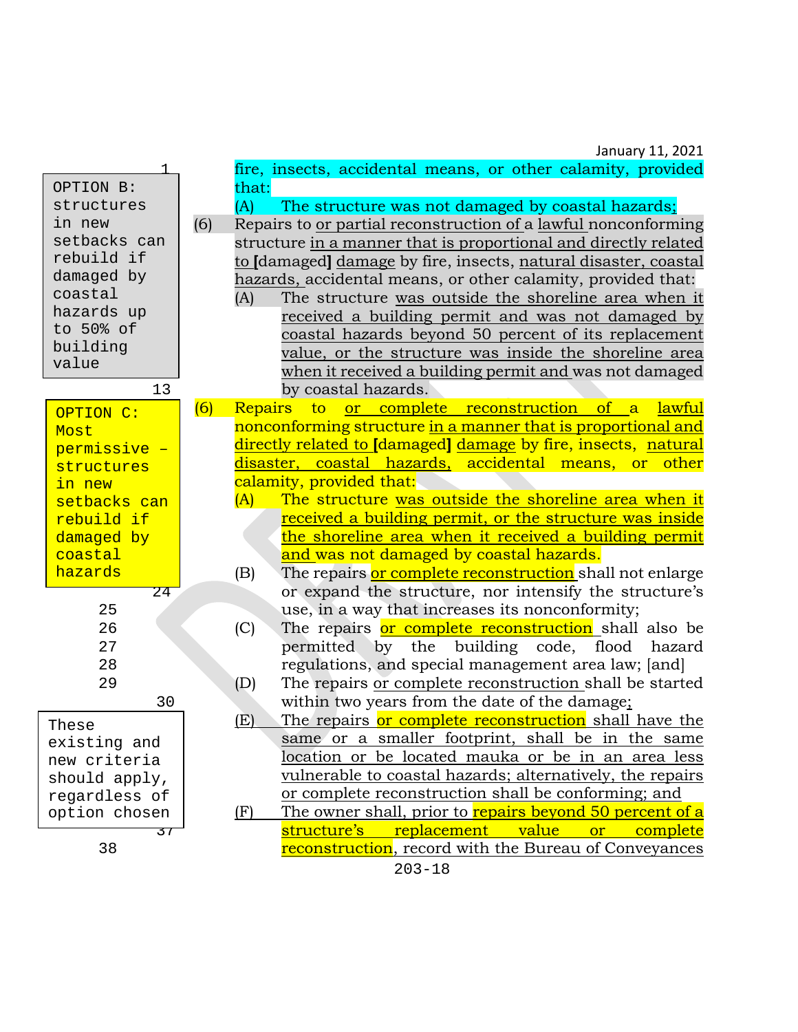January 11, 2021

fire, insects, accidental means, or other calamity, provided that:

(A) The structure was not damaged by coastal hazards;

> OPTION B: structures in new setbacks can rebuild if damaged by coastal hazards up to 50% of building value

(6) Repairs to or partial reconstruction of a lawful nonconforming structure in a manner that is proportional and directly related to [damaged] damage by fire, insects, natural disaster, coastal hazards, accidental means, or other calamity, provided that:

(A) The structure was outside the shoreline area when it received a building permit and was not damaged by coastal hazards beyond 50 percent of its replacement value, or the structure was inside the shoreline area when it received a building permit and was not damaged by coastal hazards.

> OPTION C: Most permissive – structures in new setbacks can rebuild if damaged by coastal hazards

(6) Repairs to or complete reconstruction of a lawful nonconforming structure in a manner that is proportional and directly related to [damaged] damage by fire, insects, natural disaster, coastal hazards, accidental means, or other calamity, provided that:

(A) The structure was outside the shoreline area when it received a building permit, or the structure was inside the shoreline area when it received a building permit and was not damaged by coastal hazards.

(B) The repairs or complete reconstruction shall not enlarge or expand the structure, nor intensify the structure's use, in a way that increases its nonconformity;

(C) The repairs or complete reconstruction shall also be permitted by the building code, flood hazard regulations, and special management area law; [and]

(D) The repairs or complete reconstruction shall be started within two years from the date of the damage;

> These existing and new criteria should apply, regardless of option chosen

(E) The repairs or complete reconstruction shall have the same or a smaller footprint, shall be in the same location or be located mauka or be in an area less vulnerable to coastal hazards; alternatively, the repairs or complete reconstruction shall be conforming; and

(F) The owner shall, prior to repairs beyond 50 percent of a structure's replacement value or complete reconstruction, record with the Bureau of Conveyances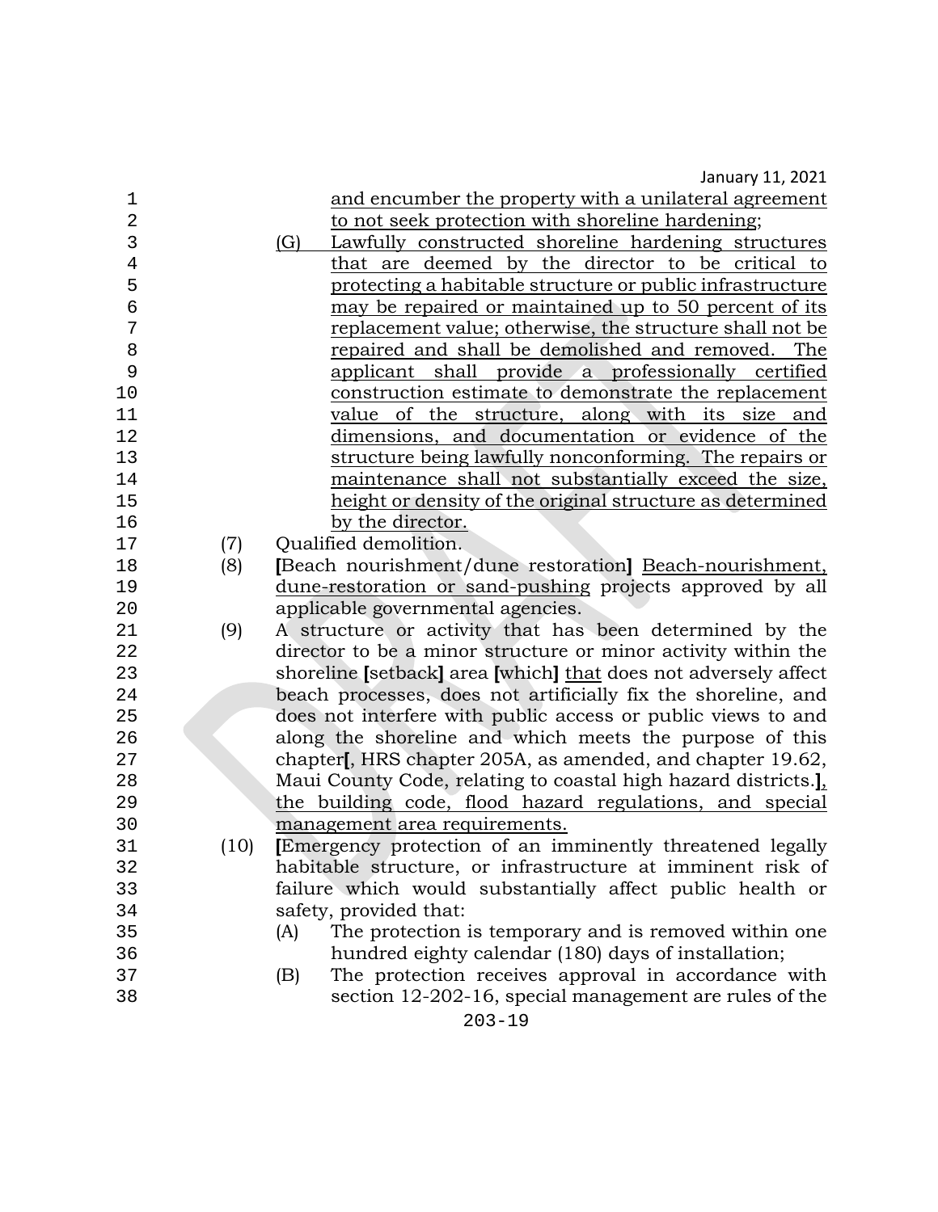and encumber the property with a unilateral agreement to not seek protection with shoreline hardening;

(G) Lawfully constructed shoreline hardening structures that are deemed by the director to be critical to protecting a habitable structure or public infrastructure may be repaired or maintained up to 50 percent of its replacement value; otherwise, the structure shall not be repaired and shall be demolished and removed. The applicant shall provide a professionally certified construction estimate to demonstrate the replacement value of the structure, along with its size and dimensions, and documentation or evidence of the structure being lawfully nonconforming. The repairs or maintenance shall not substantially exceed the size, height or density of the original structure as determined by the director.

(7) Qualified demolition.

(8) **[**Beach nourishment/dune restoration**]** Beach-nourishment, dune-restoration or sand-pushing projects approved by all applicable governmental agencies.

(9) A structure or activity that has been determined by the director to be a minor structure or minor activity within the shoreline **[**setback**]** area **[**which**]** that does not adversely affect beach processes, does not artificially fix the shoreline, and does not interfere with public access or public views to and along the shoreline and which meets the purpose of this chapter**[**, HRS chapter 205A, as amended, and chapter 19.62, Maui County Code, relating to coastal high hazard districts.**]**, the building code, flood hazard regulations, and special management area requirements.

(10) **[**Emergency protection of an imminently threatened legally habitable structure, or infrastructure at imminent risk of failure which would substantially affect public health or safety, provided that:

(A) The protection is temporary and is removed within one hundred eighty calendar (180) days of installation;

(B) The protection receives approval in accordance with section 12-202-16, special management are rules of the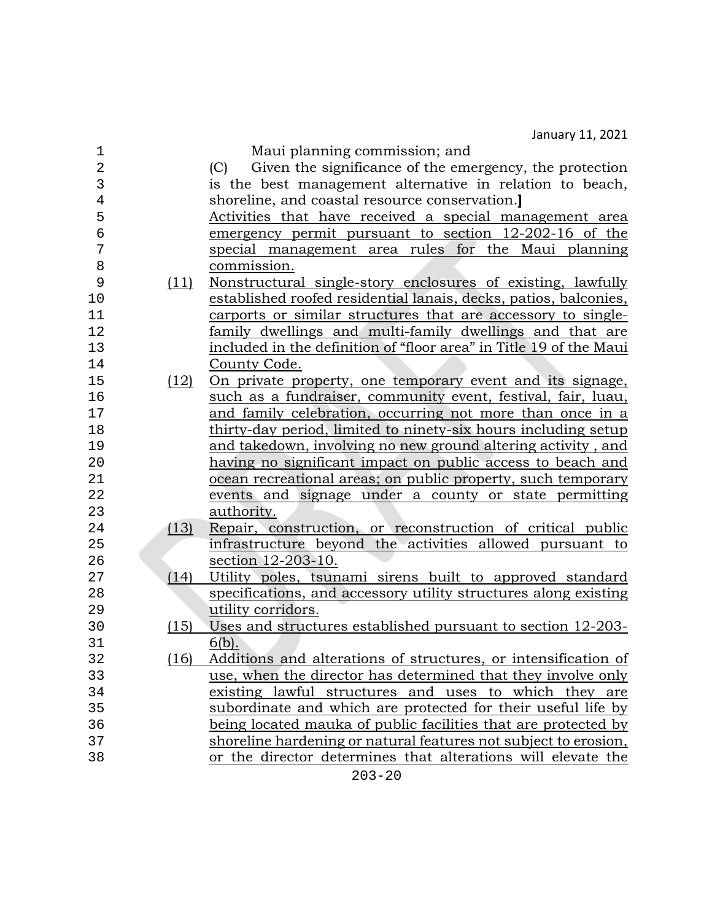Maui planning commission; and

(C) Given the significance of the emergency, the protection is the best management alternative in relation to beach, shoreline, and coastal resource conservation.]

Activities that have received a special management area emergency permit pursuant to section 12-202-16 of the special management area rules for the Maui planning commission.

(11) Nonstructural single-story enclosures of existing, lawfully established roofed residential lanais, decks, patios, balconies, carports or similar structures that are accessory to single-family dwellings and multi-family dwellings and that are included in the definition of "floor area" in Title 19 of the Maui County Code.

(12) On private property, one temporary event and its signage, such as a fundraiser, community event, festival, fair, luau, and family celebration, occurring not more than once in a thirty-day period, limited to ninety-six hours including setup and takedown, involving no new ground altering activity , and having no significant impact on public access to beach and ocean recreational areas; on public property, such temporary events and signage under a county or state permitting authority.

(13) Repair, construction, or reconstruction of critical public infrastructure beyond the activities allowed pursuant to section 12-203-10.

(14) Utility poles, tsunami sirens built to approved standard specifications, and accessory utility structures along existing utility corridors.

(15) Uses and structures established pursuant to section 12-203-6(b).

(16) Additions and alterations of structures, or intensification of use, when the director has determined that they involve only existing lawful structures and uses to which they are subordinate and which are protected for their useful life by being located mauka of public facilities that are protected by shoreline hardening or natural features not subject to erosion, or the director determines that alterations will elevate the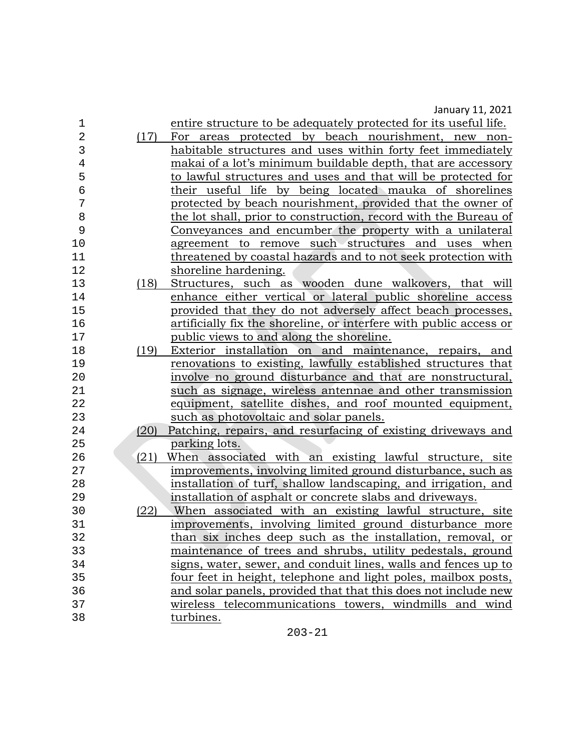entire structure to be adequately protected for its useful life.

(17) For areas protected by beach nourishment, new non-habitable structures and uses within forty feet immediately makai of a lot's minimum buildable depth, that are accessory to lawful structures and uses and that will be protected for their useful life by being located mauka of shorelines protected by beach nourishment, provided that the owner of the lot shall, prior to construction, record with the Bureau of Conveyances and encumber the property with a unilateral agreement to remove such structures and uses when threatened by coastal hazards and to not seek protection with shoreline hardening.

(18) Structures, such as wooden dune walkovers, that will enhance either vertical or lateral public shoreline access provided that they do not adversely affect beach processes, artificially fix the shoreline, or interfere with public access or public views to and along the shoreline.

(19) Exterior installation on and maintenance, repairs, and renovations to existing, lawfully established structures that involve no ground disturbance and that are nonstructural, such as signage, wireless antennae and other transmission equipment, satellite dishes, and roof mounted equipment, such as photovoltaic and solar panels.

(20) Patching, repairs, and resurfacing of existing driveways and parking lots.

(21) When associated with an existing lawful structure, site improvements, involving limited ground disturbance, such as installation of turf, shallow landscaping, and irrigation, and installation of asphalt or concrete slabs and driveways.

(22) When associated with an existing lawful structure, site improvements, involving limited ground disturbance more than six inches deep such as the installation, removal, or maintenance of trees and shrubs, utility pedestals, ground signs, water, sewer, and conduit lines, walls and fences up to four feet in height, telephone and light poles, mailbox posts, and solar panels, provided that that this does not include new wireless telecommunications towers, windmills and wind turbines.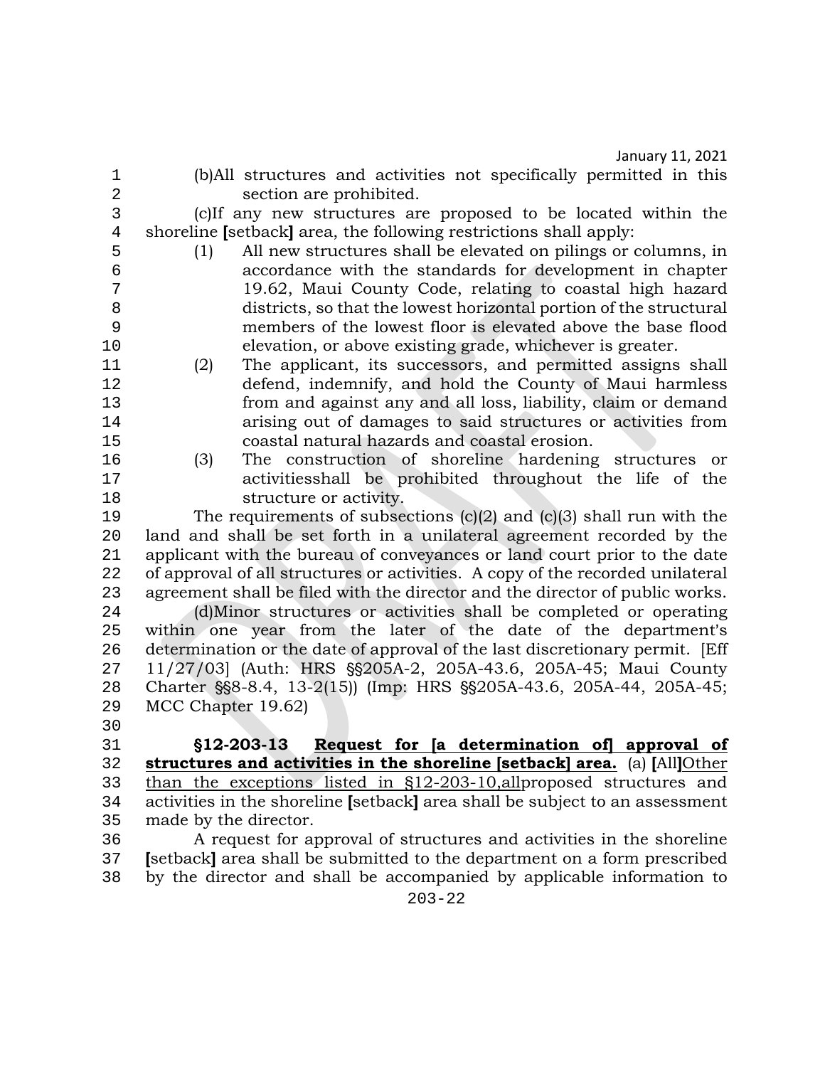(b)All structures and activities not specifically permitted in this section are prohibited.

(c)If any new structures are proposed to be located within the shoreline **[**setback**]** area, the following restrictions shall apply:

(1) All new structures shall be elevated on pilings or columns, in accordance with the standards for development in chapter 19.62, Maui County Code, relating to coastal high hazard districts, so that the lowest horizontal portion of the structural members of the lowest floor is elevated above the base flood elevation, or above existing grade, whichever is greater.

(2) The applicant, its successors, and permitted assigns shall defend, indemnify, and hold the County of Maui harmless from and against any and all loss, liability, claim or demand arising out of damages to said structures or activities from coastal natural hazards and coastal erosion.

(3) The construction of shoreline hardening structures or activitiesshall be prohibited throughout the life of the structure or activity.

The requirements of subsections (c)(2) and (c)(3) shall run with the land and shall be set forth in a unilateral agreement recorded by the applicant with the bureau of conveyances or land court prior to the date of approval of all structures or activities. A copy of the recorded unilateral agreement shall be filed with the director and the director of public works.

(d)Minor structures or activities shall be completed or operating within one year from the later of the date of the department's determination or the date of approval of the last discretionary permit. [Eff 11/27/03] (Auth: HRS §§205A-2, 205A-43.6, 205A-45; Maui County Charter §§8-8.4, 13-2(15)) (Imp: HRS §§205A-43.6, 205A-44, 205A-45; MCC Chapter 19.62)

**§12-203-13 <u>Request for [a determination of] approval of structures and activities in the shoreline [setback] area.</u>** (a) **[**All**]**<u>Other than the exceptions listed in §12-203-10,all</u>proposed structures and activities in the shoreline **[**setback**]** area shall be subject to an assessment made by the director.

A request for approval of structures and activities in the shoreline **[**setback**]** area shall be submitted to the department on a form prescribed by the director and shall be accompanied by applicable information to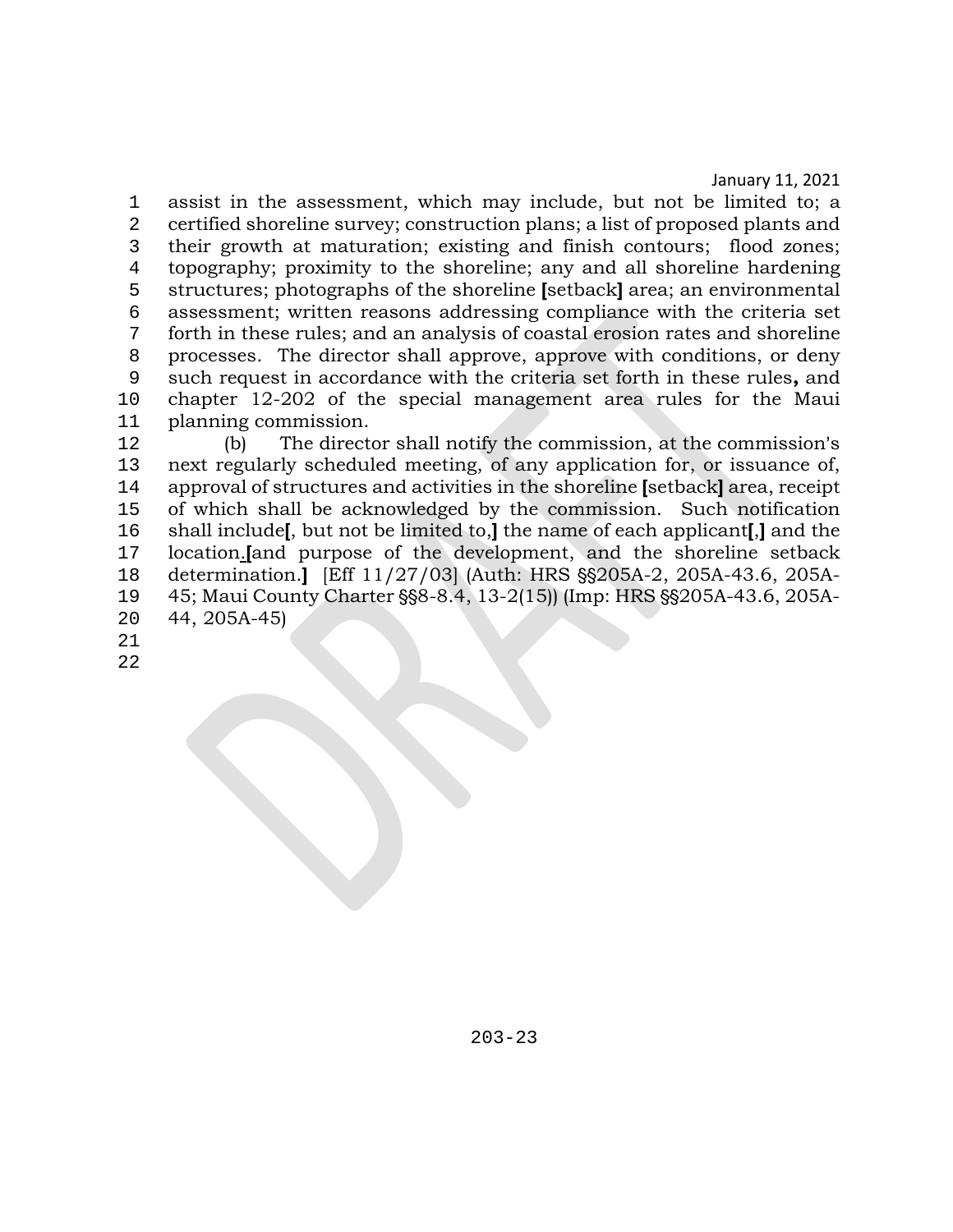assist in the assessment, which may include, but not be limited to; a certified shoreline survey; construction plans; a list of proposed plants and their growth at maturation; existing and finish contours; flood zones; topography; proximity to the shoreline; any and all shoreline hardening structures; photographs of the shoreline **[**setback**]** area; an environmental assessment; written reasons addressing compliance with the criteria set forth in these rules; and an analysis of coastal erosion rates and shoreline processes. The director shall approve, approve with conditions, or deny such request in accordance with the criteria set forth in these rules**,** and chapter 12-202 of the special management area rules for the Maui planning commission.

(b) The director shall notify the commission, at the commission's next regularly scheduled meeting, of any application for, or issuance of, approval of structures and activities in the shoreline **[**setback**]** area, receipt of which shall be acknowledged by the commission. Such notification shall include**[**, but not be limited to,**]** the name of each applicant**[**,**]** and the location**.** **[**and purpose of the development, and the shoreline setback determination.**]** [Eff 11/27/03] (Auth: HRS §§205A-2, 205A-43.6, 205A-45; Maui County Charter §§8-8.4, 13-2(15)) (Imp: HRS §§205A-43.6, 205A-44, 205A-45)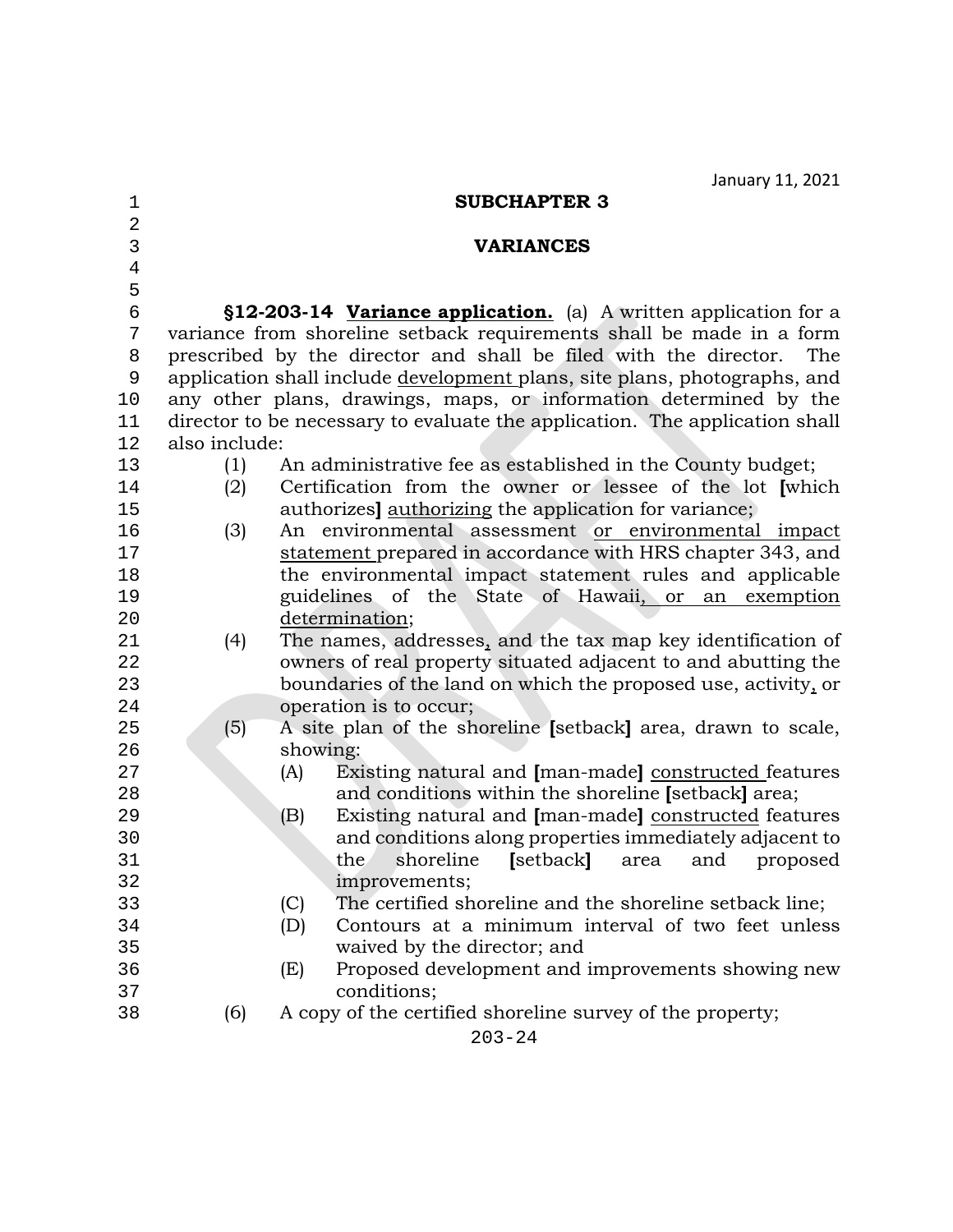January 11, 2021

## SUBCHAPTER 3

## VARIANCES

**§12-203-14 Variance application.** (a) A written application for a variance from shoreline setback requirements shall be made in a form prescribed by the director and shall be filed with the director. The application shall include <u>development</u> plans, site plans, photographs, and any other plans, drawings, maps, or information determined by the director to be necessary to evaluate the application. The application shall also include:

(1) An administrative fee as established in the County budget;

(2) Certification from the owner or lessee of the lot **[**which authorizes**]** <u>authorizing</u> the application for variance;

(3) An environmental assessment <u>or environmental impact statement</u> prepared in accordance with HRS chapter 343, and the environmental impact statement rules and applicable guidelines of the State of Hawaii<u>, or an exemption determination</u>;

(4) The names, addresses<u>,</u> and the tax map key identification of owners of real property situated adjacent to and abutting the boundaries of the land on which the proposed use, activity<u>,</u> or operation is to occur;

(5) A site plan of the shoreline **[**setback**]** area, drawn to scale, showing:

   (A) Existing natural and **[**man-made**]** <u>constructed</u> features and conditions within the shoreline **[**setback**]** area;

   (B) Existing natural and **[**man-made**]** <u>constructed</u> features and conditions along properties immediately adjacent to the shoreline **[**setback**]** area and proposed improvements;

   (C) The certified shoreline and the shoreline setback line;

   (D) Contours at a minimum interval of two feet unless waived by the director; and

   (E) Proposed development and improvements showing new conditions;

(6) A copy of the certified shoreline survey of the property;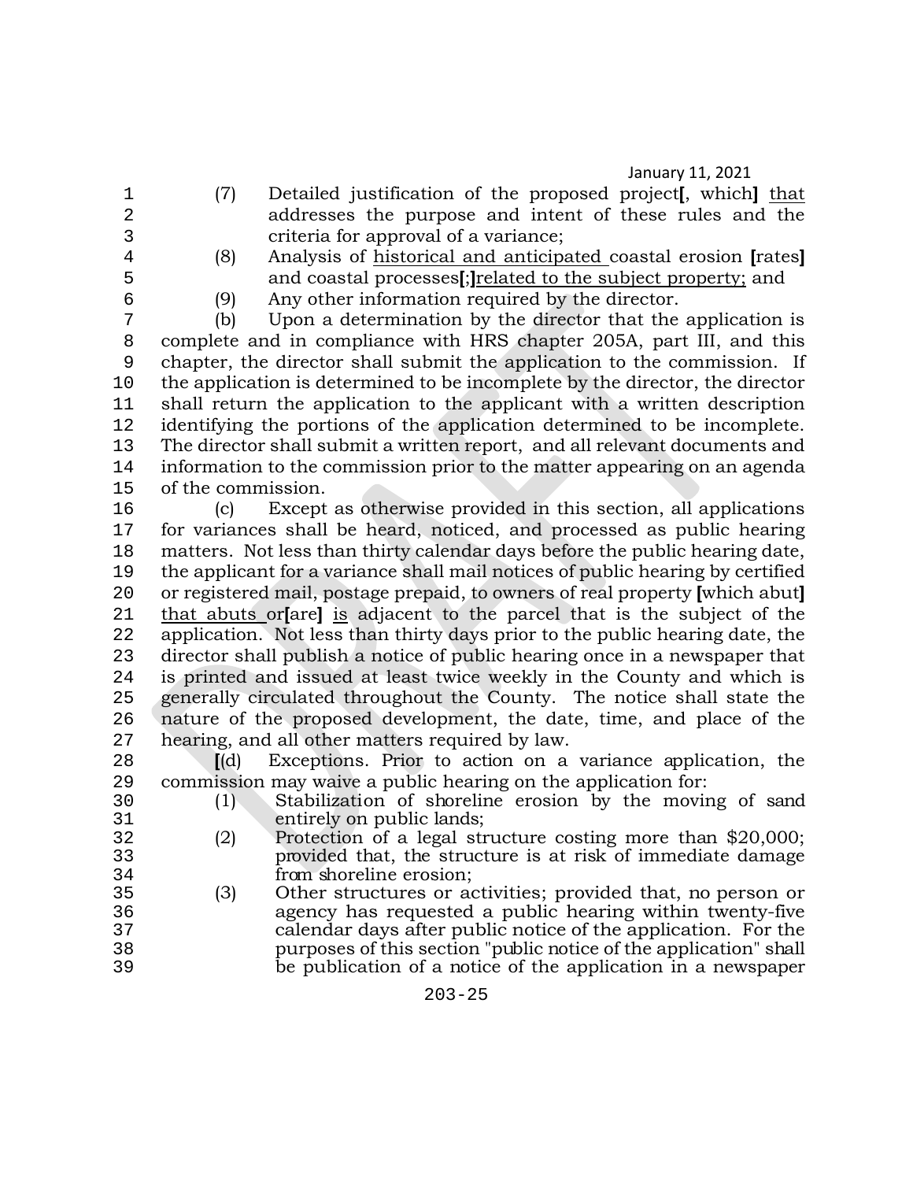(7) Detailed justification of the proposed project[, which] <u>that</u> addresses the purpose and intent of these rules and the criteria for approval of a variance;

(8) Analysis of <u>historical and anticipated</u> coastal erosion [rates] and coastal processes[;]<u>related to the subject property;</u> and

(9) Any other information required by the director.

(b) Upon a determination by the director that the application is complete and in compliance with HRS chapter 205A, part III, and this chapter, the director shall submit the application to the commission. If the application is determined to be incomplete by the director, the director shall return the application to the applicant with a written description identifying the portions of the application determined to be incomplete. The director shall submit a written report, and all relevant documents and information to the commission prior to the matter appearing on an agenda of the commission.

(c) Except as otherwise provided in this section, all applications for variances shall be heard, noticed, and processed as public hearing matters. Not less than thirty calendar days before the public hearing date, the applicant for a variance shall mail notices of public hearing by certified or registered mail, postage prepaid, to owners of real property [which abut] <u>that abuts</u> or[are] <u>is</u> adjacent to the parcel that is the subject of the application. Not less than thirty days prior to the public hearing date, the director shall publish a notice of public hearing once in a newspaper that is printed and issued at least twice weekly in the County and which is generally circulated throughout the County. The notice shall state the nature of the proposed development, the date, time, and place of the hearing, and all other matters required by law.

[(d) Exceptions. Prior to action on a variance application, the commission may waive a public hearing on the application for:

(1) Stabilization of shoreline erosion by the moving of sand entirely on public lands;

(2) Protection of a legal structure costing more than $20,000; provided that, the structure is at risk of immediate damage from shoreline erosion;

(3) Other structures or activities; provided that, no person or agency has requested a public hearing within twenty-five calendar days after public notice of the application. For the purposes of this section "public notice of the application" shall be publication of a notice of the application in a newspaper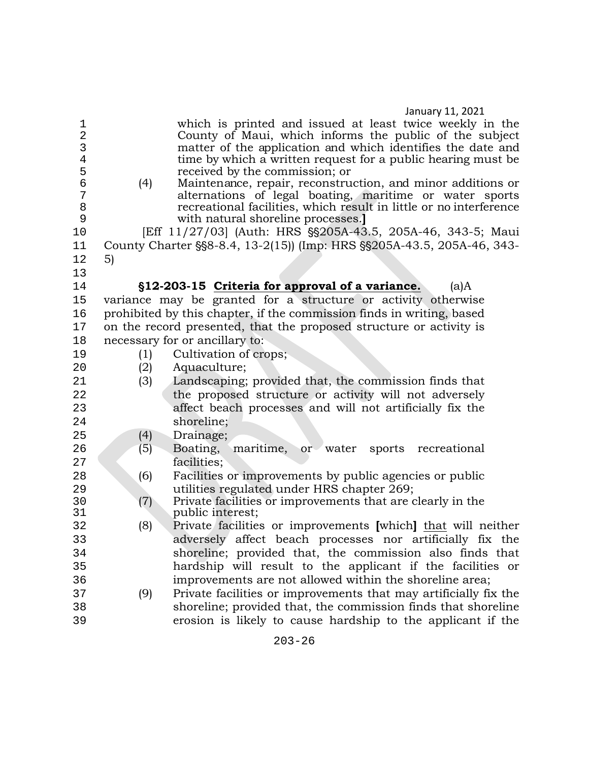which is printed and issued at least twice weekly in the County of Maui, which informs the public of the subject matter of the application and which identifies the date and time by which a written request for a public hearing must be received by the commission; or

(4) Maintenance, repair, reconstruction, and minor additions or alternations of legal boating, maritime or water sports recreational facilities, which result in little or no interference with natural shoreline processes.]

[Eff 11/27/03] (Auth: HRS §§205A-43.5, 205A-46, 343-5; Maui County Charter §§8-8.4, 13-2(15)) (Imp: HRS §§205A-43.5, 205A-46, 343-5)

**§12-203-15 Criteria for approval of a variance.** (a)A variance may be granted for a structure or activity otherwise prohibited by this chapter, if the commission finds in writing, based on the record presented, that the proposed structure or activity is necessary for or ancillary to:

(1) Cultivation of crops;

(2) Aquaculture;

(3) Landscaping; provided that, the commission finds that the proposed structure or activity will not adversely affect beach processes and will not artificially fix the shoreline;

(4) Drainage;

(5) Boating, maritime, or water sports recreational facilities;

(6) Facilities or improvements by public agencies or public utilities regulated under HRS chapter 269;

(7) Private facilities or improvements that are clearly in the public interest;

(8) Private facilities or improvements **[**which**]** <u>that</u> will neither adversely affect beach processes nor artificially fix the shoreline; provided that, the commission also finds that hardship will result to the applicant if the facilities or improvements are not allowed within the shoreline area;

(9) Private facilities or improvements that may artificially fix the shoreline; provided that, the commission finds that shoreline erosion is likely to cause hardship to the applicant if the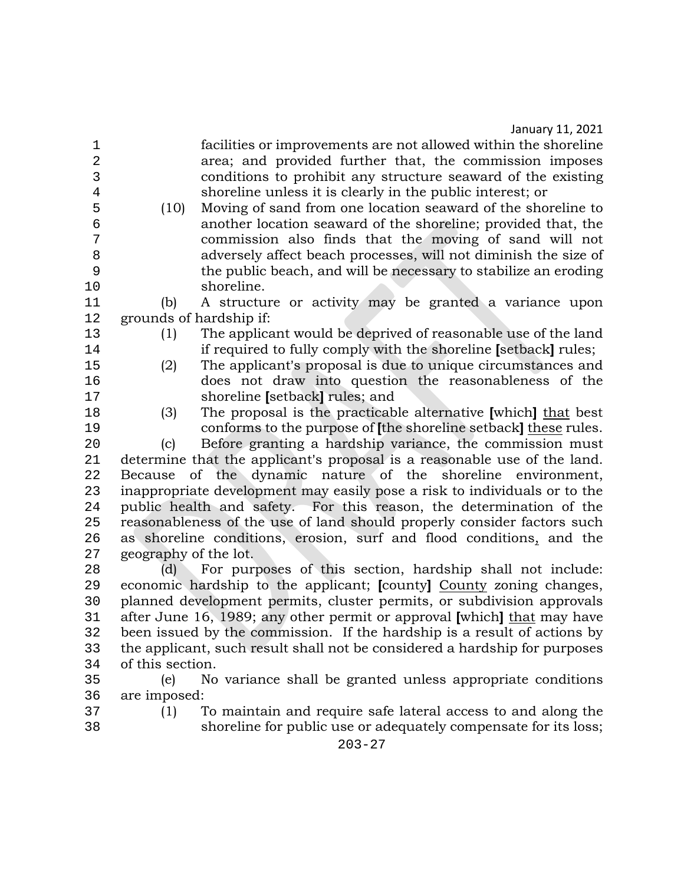facilities or improvements are not allowed within the shoreline area; and provided further that, the commission imposes conditions to prohibit any structure seaward of the existing shoreline unless it is clearly in the public interest; or

(10) Moving of sand from one location seaward of the shoreline to another location seaward of the shoreline; provided that, the commission also finds that the moving of sand will not adversely affect beach processes, will not diminish the size of the public beach, and will be necessary to stabilize an eroding shoreline.

(b) A structure or activity may be granted a variance upon grounds of hardship if:

(1) The applicant would be deprived of reasonable use of the land if required to fully comply with the shoreline **[**setback**]** rules;

(2) The applicant's proposal is due to unique circumstances and does not draw into question the reasonableness of the shoreline **[**setback**]** rules; and

(3) The proposal is the practicable alternative **[**which**]** <u>that</u> best conforms to the purpose of **[**the shoreline setback**]** <u>these</u> rules.

(c) Before granting a hardship variance, the commission must determine that the applicant's proposal is a reasonable use of the land. Because of the dynamic nature of the shoreline environment, inappropriate development may easily pose a risk to individuals or to the public health and safety. For this reason, the determination of the reasonableness of the use of land should properly consider factors such as shoreline conditions, erosion, surf and flood conditions<u>,</u> and the geography of the lot.

(d) For purposes of this section, hardship shall not include: economic hardship to the applicant; **[**county**]** <u>County</u> zoning changes, planned development permits, cluster permits, or subdivision approvals after June 16, 1989; any other permit or approval **[**which**]** <u>that</u> may have been issued by the commission. If the hardship is a result of actions by the applicant, such result shall not be considered a hardship for purposes of this section.

(e) No variance shall be granted unless appropriate conditions are imposed:

(1) To maintain and require safe lateral access to and along the shoreline for public use or adequately compensate for its loss;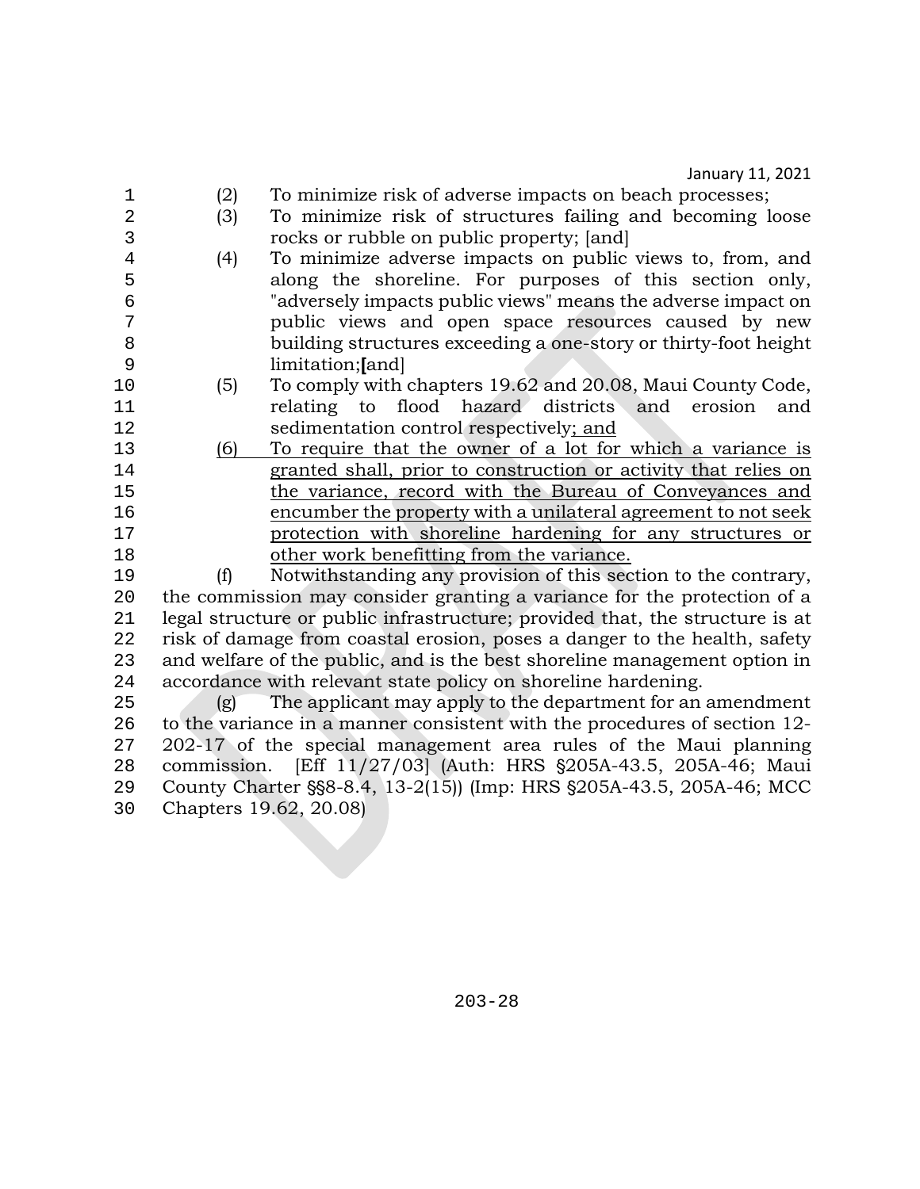(2) To minimize risk of adverse impacts on beach processes;

(3) To minimize risk of structures failing and becoming loose rocks or rubble on public property; [and]

(4) To minimize adverse impacts on public views to, from, and along the shoreline. For purposes of this section only, "adversely impacts public views" means the adverse impact on public views and open space resources caused by new building structures exceeding a one-story or thirty-foot height limitation;[and]

(5) To comply with chapters 19.62 and 20.08, Maui County Code, relating to flood hazard districts and erosion and sedimentation control respectively<u>; and</u>

<u>(6) To require that the owner of a lot for which a variance is granted shall, prior to construction or activity that relies on the variance, record with the Bureau of Conveyances and encumber the property with a unilateral agreement to not seek protection with shoreline hardening for any structures or other work benefitting from the variance.</u>

(f) Notwithstanding any provision of this section to the contrary, the commission may consider granting a variance for the protection of a legal structure or public infrastructure; provided that, the structure is at risk of damage from coastal erosion, poses a danger to the health, safety and welfare of the public, and is the best shoreline management option in accordance with relevant state policy on shoreline hardening.

(g) The applicant may apply to the department for an amendment to the variance in a manner consistent with the procedures of section 12-202-17 of the special management area rules of the Maui planning commission. [Eff 11/27/03] (Auth: HRS §205A-43.5, 205A-46; Maui County Charter §§8-8.4, 13-2(15)) (Imp: HRS §205A-43.5, 205A-46; MCC Chapters 19.62, 20.08)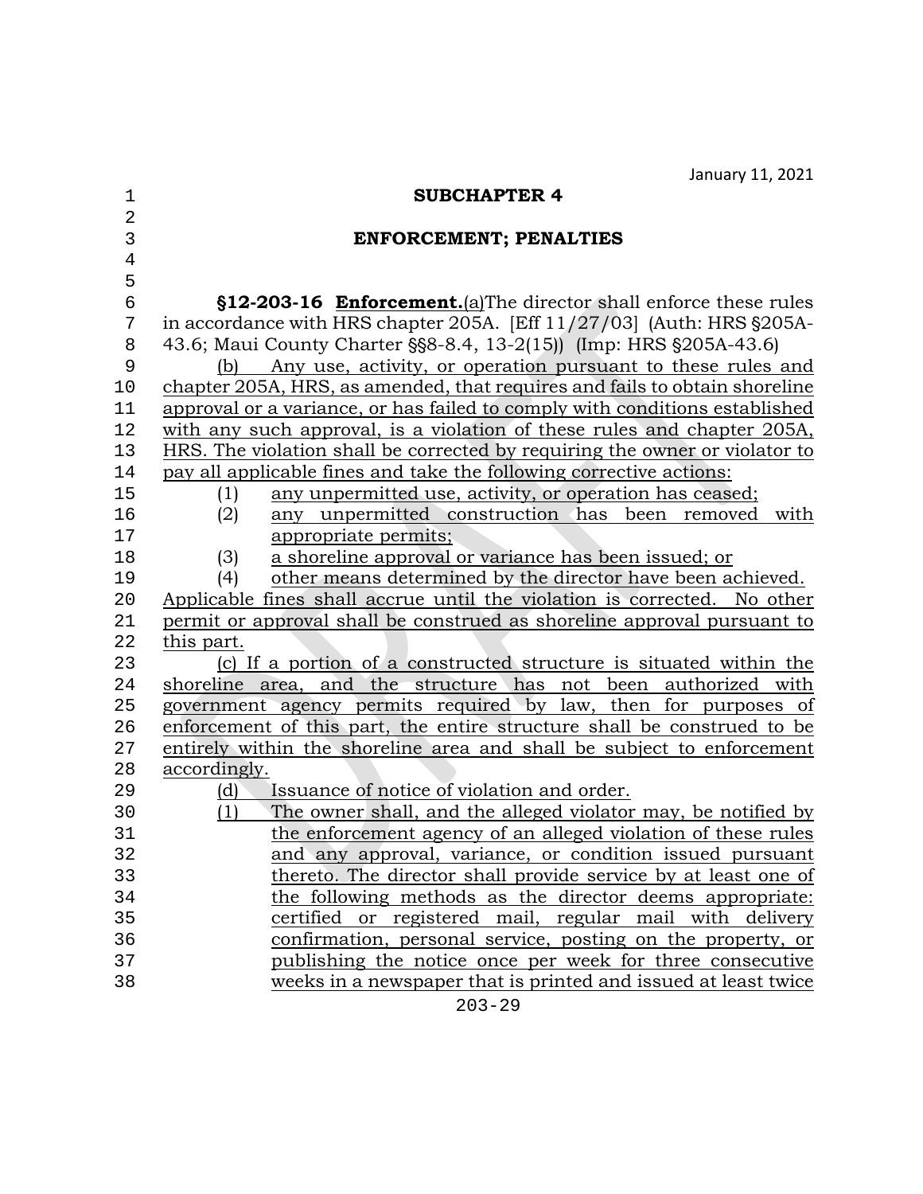January 11, 2021

## SUBCHAPTER 4

## ENFORCEMENT; PENALTIES

**§12-203-16 Enforcement.**(a)The director shall enforce these rules in accordance with HRS chapter 205A. [Eff 11/27/03] (Auth: HRS §205A-43.6; Maui County Charter §§8-8.4, 13-2(15)) (Imp: HRS §205A-43.6)

(b) Any use, activity, or operation pursuant to these rules and chapter 205A, HRS, as amended, that requires and fails to obtain shoreline approval or a variance, or has failed to comply with conditions established with any such approval, is a violation of these rules and chapter 205A, HRS. The violation shall be corrected by requiring the owner or violator to pay all applicable fines and take the following corrective actions:

(1) any unpermitted use, activity, or operation has ceased;
(2) any unpermitted construction has been removed with appropriate permits;
(3) a shoreline approval or variance has been issued; or
(4) other means determined by the director have been achieved.

Applicable fines shall accrue until the violation is corrected. No other permit or approval shall be construed as shoreline approval pursuant to this part.

(c) If a portion of a constructed structure is situated within the shoreline area, and the structure has not been authorized with government agency permits required by law, then for purposes of enforcement of this part, the entire structure shall be construed to be entirely within the shoreline area and shall be subject to enforcement accordingly.

(d) Issuance of notice of violation and order.

(1) The owner shall, and the alleged violator may, be notified by the enforcement agency of an alleged violation of these rules and any approval, variance, or condition issued pursuant thereto. The director shall provide service by at least one of the following methods as the director deems appropriate: certified or registered mail, regular mail with delivery confirmation, personal service, posting on the property, or publishing the notice once per week for three consecutive weeks in a newspaper that is printed and issued at least twice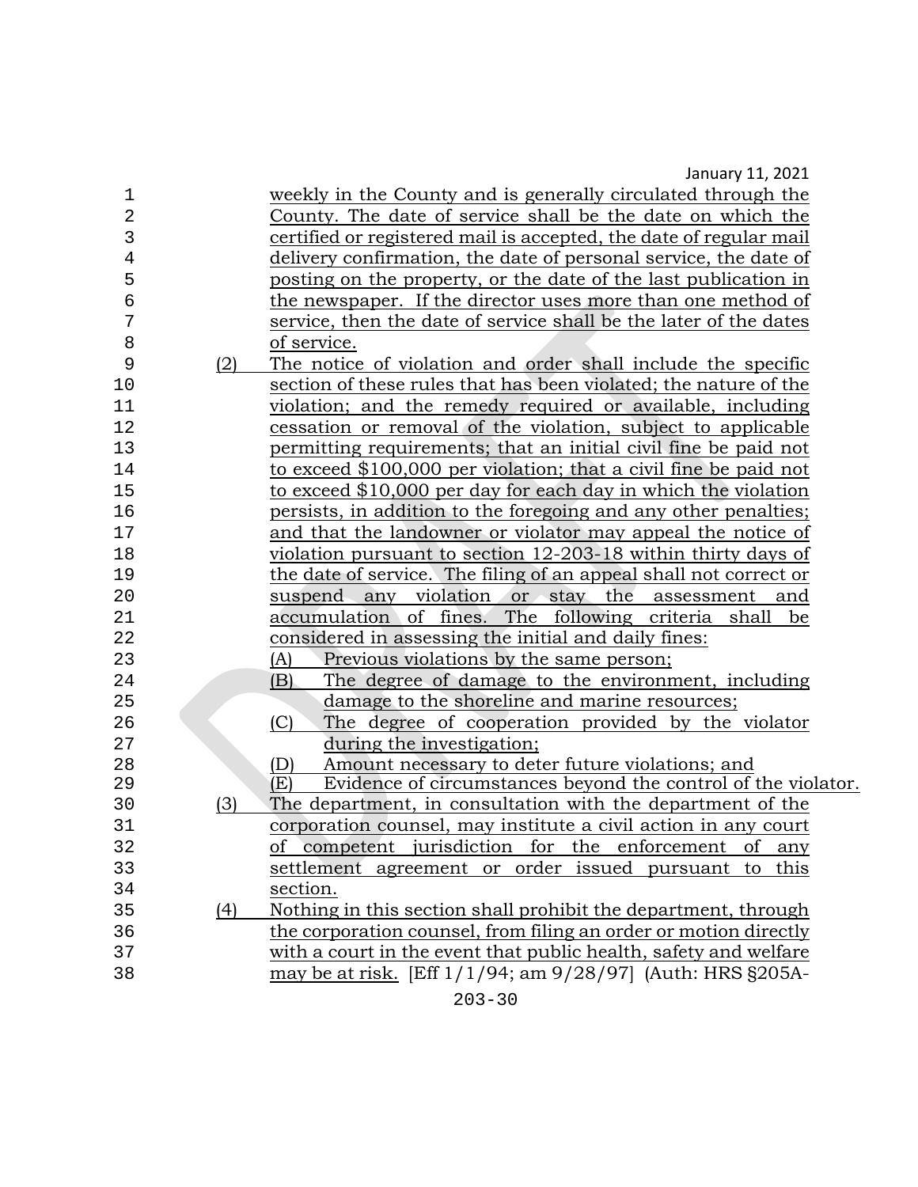weekly in the County and is generally circulated through the County. The date of service shall be the date on which the certified or registered mail is accepted, the date of regular mail delivery confirmation, the date of personal service, the date of posting on the property, or the date of the last publication in the newspaper. If the director uses more than one method of service, then the date of service shall be the later of the dates of service.

(2) The notice of violation and order shall include the specific section of these rules that has been violated; the nature of the violation; and the remedy required or available, including cessation or removal of the violation, subject to applicable permitting requirements; that an initial civil fine be paid not to exceed $100,000 per violation; that a civil fine be paid not to exceed $10,000 per day for each day in which the violation persists, in addition to the foregoing and any other penalties; and that the landowner or violator may appeal the notice of violation pursuant to section 12-203-18 within thirty days of the date of service. The filing of an appeal shall not correct or suspend any violation or stay the assessment and accumulation of fines. The following criteria shall be considered in assessing the initial and daily fines:

(A) Previous violations by the same person;

(B) The degree of damage to the environment, including damage to the shoreline and marine resources;

(C) The degree of cooperation provided by the violator during the investigation;

(D) Amount necessary to deter future violations; and

(E) Evidence of circumstances beyond the control of the violator.

(3) The department, in consultation with the department of the corporation counsel, may institute a civil action in any court of competent jurisdiction for the enforcement of any settlement agreement or order issued pursuant to this section.

(4) Nothing in this section shall prohibit the department, through the corporation counsel, from filing an order or motion directly with a court in the event that public health, safety and welfare may be at risk. [Eff 1/1/94; am 9/28/97] (Auth: HRS §205A-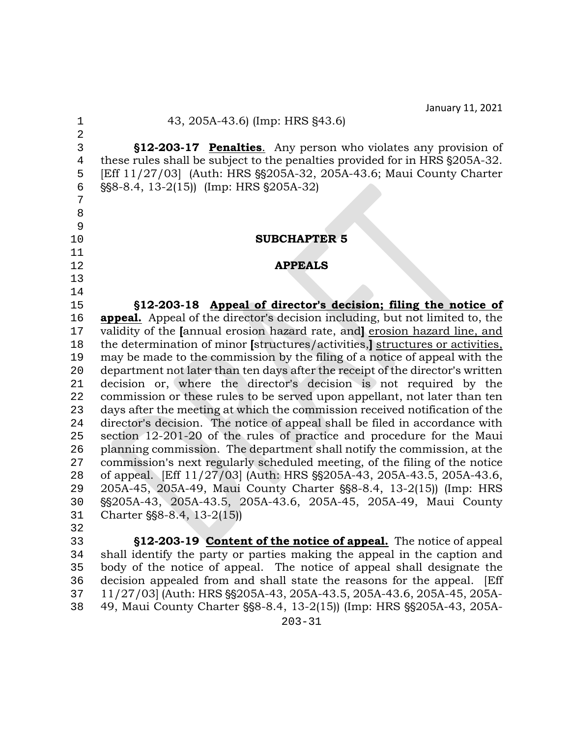43, 205A-43.6) (Imp: HRS §43.6)

**§12-203-17 Penalties**. Any person who violates any provision of these rules shall be subject to the penalties provided for in HRS §205A-32. [Eff 11/27/03] (Auth: HRS §§205A-32, 205A-43.6; Maui County Charter §§8-8.4, 13-2(15)) (Imp: HRS §205A-32)

## SUBCHAPTER 5

## APPEALS

**§12-203-18 Appeal of director's decision; filing the notice of appeal.** Appeal of the director's decision including, but not limited to, the validity of the **[**annual erosion hazard rate, and**]** erosion hazard line, and the determination of minor **[**structures/activities,**]** structures or activities, may be made to the commission by the filing of a notice of appeal with the department not later than ten days after the receipt of the director's written decision or, where the director's decision is not required by the commission or these rules to be served upon appellant, not later than ten days after the meeting at which the commission received notification of the director's decision. The notice of appeal shall be filed in accordance with section 12-201-20 of the rules of practice and procedure for the Maui planning commission. The department shall notify the commission, at the commission's next regularly scheduled meeting, of the filing of the notice of appeal. [Eff 11/27/03] (Auth: HRS §§205A-43, 205A-43.5, 205A-43.6, 205A-45, 205A-49, Maui County Charter §§8-8.4, 13-2(15)) (Imp: HRS §§205A-43, 205A-43.5, 205A-43.6, 205A-45, 205A-49, Maui County Charter §§8-8.4, 13-2(15))

**§12-203-19 Content of the notice of appeal.** The notice of appeal shall identify the party or parties making the appeal in the caption and body of the notice of appeal. The notice of appeal shall designate the decision appealed from and shall state the reasons for the appeal. [Eff 11/27/03] (Auth: HRS §§205A-43, 205A-43.5, 205A-43.6, 205A-45, 205A-49, Maui County Charter §§8-8.4, 13-2(15)) (Imp: HRS §§205A-43, 205A-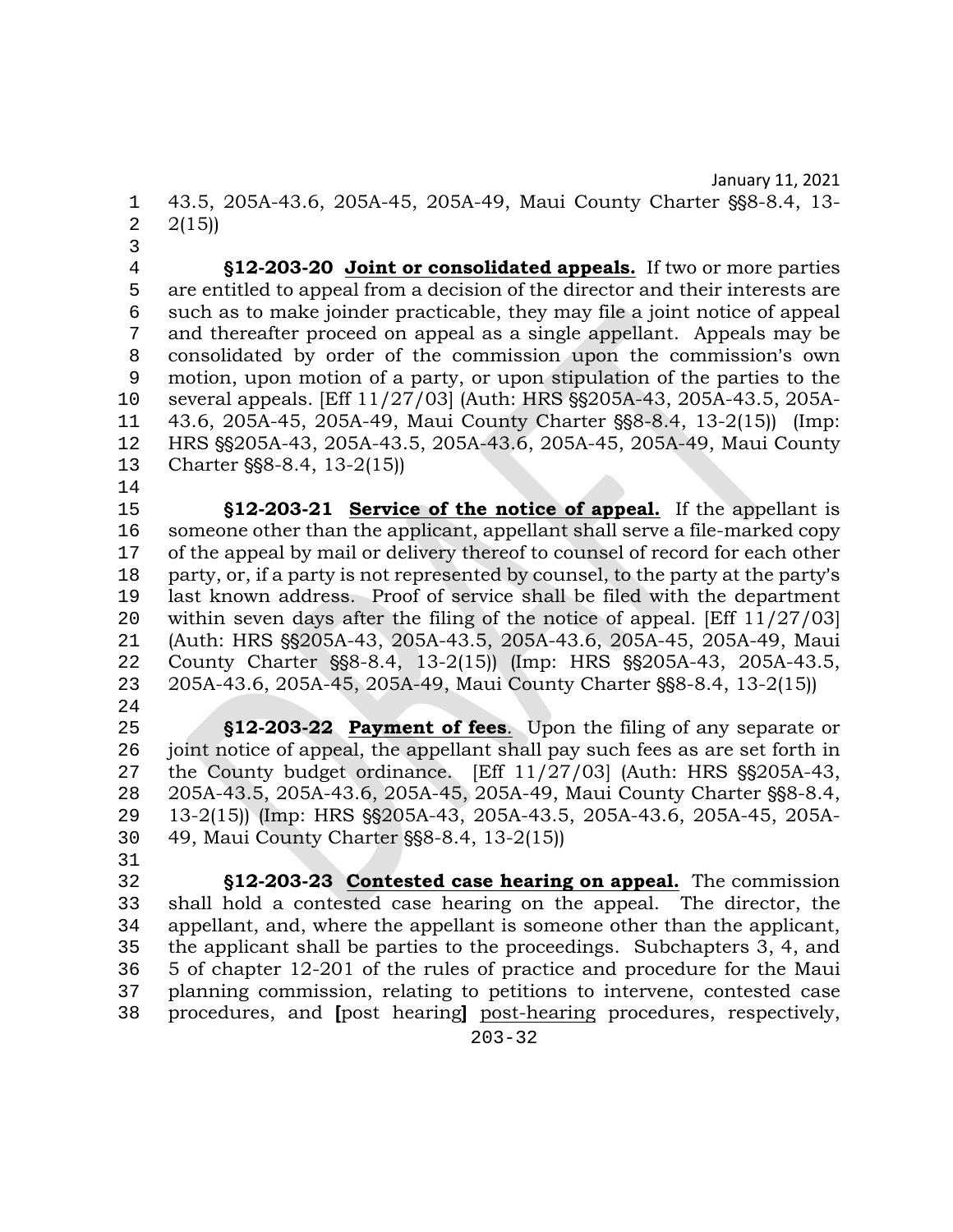43.5, 205A-43.6, 205A-45, 205A-49, Maui County Charter §§8-8.4, 13-2(15))

**§12-203-20 <u>Joint or consolidated appeals.</u>** If two or more parties are entitled to appeal from a decision of the director and their interests are such as to make joinder practicable, they may file a joint notice of appeal and thereafter proceed on appeal as a single appellant. Appeals may be consolidated by order of the commission upon the commission's own motion, upon motion of a party, or upon stipulation of the parties to the several appeals. [Eff 11/27/03] (Auth: HRS §§205A-43, 205A-43.5, 205A-43.6, 205A-45, 205A-49, Maui County Charter §§8-8.4, 13-2(15)) (Imp: HRS §§205A-43, 205A-43.5, 205A-43.6, 205A-45, 205A-49, Maui County Charter §§8-8.4, 13-2(15))

**§12-203-21 <u>Service of the notice of appeal.</u>** If the appellant is someone other than the applicant, appellant shall serve a file-marked copy of the appeal by mail or delivery thereof to counsel of record for each other party, or, if a party is not represented by counsel, to the party at the party's last known address. Proof of service shall be filed with the department within seven days after the filing of the notice of appeal. [Eff 11/27/03] (Auth: HRS §§205A-43, 205A-43.5, 205A-43.6, 205A-45, 205A-49, Maui County Charter §§8-8.4, 13-2(15)) (Imp: HRS §§205A-43, 205A-43.5, 205A-43.6, 205A-45, 205A-49, Maui County Charter §§8-8.4, 13-2(15))

**§12-203-22 <u>Payment of fees</u>.** Upon the filing of any separate or joint notice of appeal, the appellant shall pay such fees as are set forth in the County budget ordinance. [Eff 11/27/03] (Auth: HRS §§205A-43, 205A-43.5, 205A-43.6, 205A-45, 205A-49, Maui County Charter §§8-8.4, 13-2(15)) (Imp: HRS §§205A-43, 205A-43.5, 205A-43.6, 205A-45, 205A-49, Maui County Charter §§8-8.4, 13-2(15))

**§12-203-23 <u>Contested case hearing on appeal.</u>** The commission shall hold a contested case hearing on the appeal. The director, the appellant, and, where the appellant is someone other than the applicant, the applicant shall be parties to the proceedings. Subchapters 3, 4, and 5 of chapter 12-201 of the rules of practice and procedure for the Maui planning commission, relating to petitions to intervene, contested case procedures, and **[**post hearing**]** <u>post-hearing</u> procedures, respectively,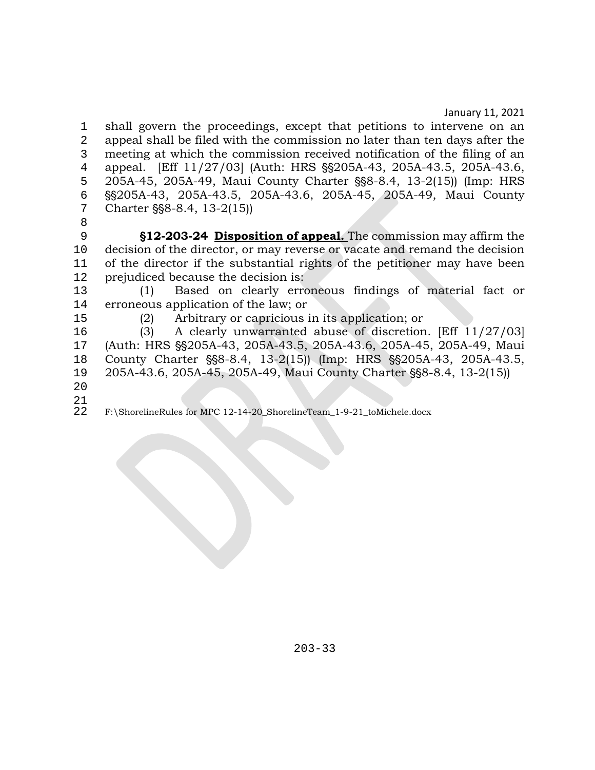shall govern the proceedings, except that petitions to intervene on an appeal shall be filed with the commission no later than ten days after the meeting at which the commission received notification of the filing of an appeal. [Eff 11/27/03] (Auth: HRS §§205A-43, 205A-43.5, 205A-43.6, 205A-45, 205A-49, Maui County Charter §§8-8.4, 13-2(15)) (Imp: HRS §§205A-43, 205A-43.5, 205A-43.6, 205A-45, 205A-49, Maui County Charter §§8-8.4, 13-2(15))

**§12-203-24 Disposition of appeal.** The commission may affirm the decision of the director, or may reverse or vacate and remand the decision of the director if the substantial rights of the petitioner may have been prejudiced because the decision is:

(1) Based on clearly erroneous findings of material fact or erroneous application of the law; or

(2) Arbitrary or capricious in its application; or

(3) A clearly unwarranted abuse of discretion. [Eff 11/27/03] (Auth: HRS §§205A-43, 205A-43.5, 205A-43.6, 205A-45, 205A-49, Maui County Charter §§8-8.4, 13-2(15)) (Imp: HRS §§205A-43, 205A-43.5, 205A-43.6, 205A-45, 205A-49, Maui County Charter §§8-8.4, 13-2(15))

F:\ShorelineRules for MPC 12-14-20_ShorelineTeam_1-9-21_toMichele.docx